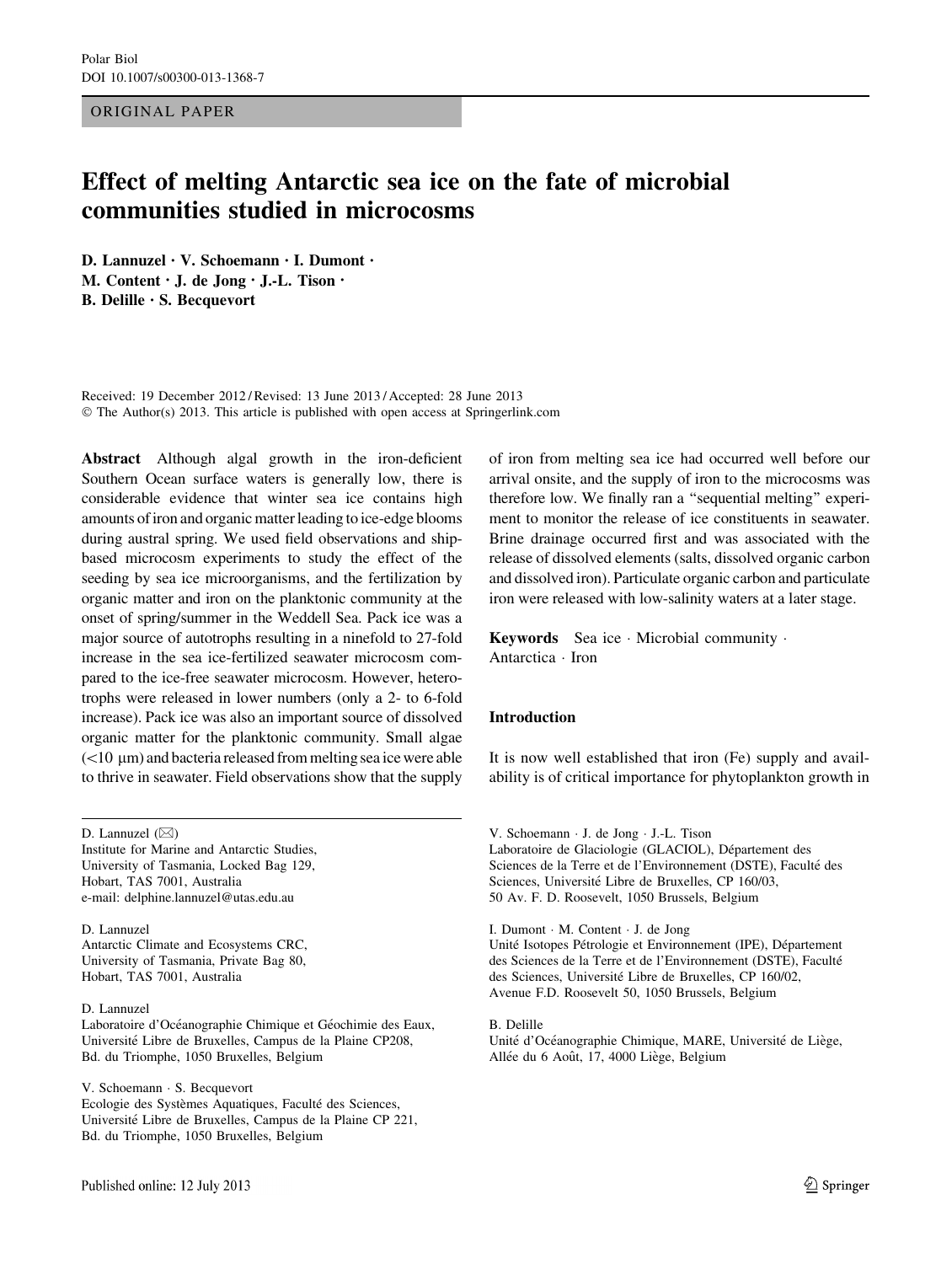ORIGINAL PAPER

# Effect of melting Antarctic sea ice on the fate of microbial communities studied in microcosms

D. Lannuzel · V. Schoemann · I. Dumont · M. Content · J. de Jong · J.-L. Tison · B. Delille · S. Becquevort

Received: 19 December 2012 / Revised: 13 June 2013 / Accepted: 28 June 2013
© The Author(s) 2013. This article is published with open access at Springerlink.com

**Abstract** Although algal growth in the iron-deficient Southern Ocean surface waters is generally low, there is considerable evidence that winter sea ice contains high amounts of iron and organic matter leading to ice-edge blooms during austral spring. We used field observations and ship-based microcosm experiments to study the effect of the seeding by sea ice microorganisms, and the fertilization by organic matter and iron on the planktonic community at the onset of spring/summer in the Weddell Sea. Pack ice was a major source of autotrophs resulting in a ninefold to 27-fold increase in the sea ice-fertilized seawater microcosm compared to the ice-free seawater microcosm. However, heterotrophs were released in lower numbers (only a 2- to 6-fold increase). Pack ice was also an important source of dissolved organic matter for the planktonic community. Small algae (<10 μm) and bacteria released from melting sea ice were able to thrive in seawater. Field observations show that the supply of iron from melting sea ice had occurred well before our arrival onsite, and the supply of iron to the microcosms was therefore low. We finally ran a "sequential melting" experiment to monitor the release of ice constituents in seawater. Brine drainage occurred first and was associated with the release of dissolved elements (salts, dissolved organic carbon and dissolved iron). Particulate organic carbon and particulate iron were released with low-salinity waters at a later stage.

**Keywords** Sea ice · Microbial community · Antarctica · Iron

## Introduction

It is now well established that iron (Fe) supply and availability is of critical importance for phytoplankton growth in

---

D. Lannuzel (✉)
Institute for Marine and Antarctic Studies, University of Tasmania, Locked Bag 129, Hobart, TAS 7001, Australia
e-mail: delphine.lannuzel@utas.edu.au

D. Lannuzel
Antarctic Climate and Ecosystems CRC, University of Tasmania, Private Bag 80, Hobart, TAS 7001, Australia

D. Lannuzel
Laboratoire d'Océanographie Chimique et Géochimie des Eaux, Université Libre de Bruxelles, Campus de la Plaine CP208, Bd. du Triomphe, 1050 Bruxelles, Belgium

V. Schoemann · S. Becquevort
Ecologie des Systèmes Aquatiques, Faculté des Sciences, Université Libre de Bruxelles, Campus de la Plaine CP 221, Bd. du Triomphe, 1050 Bruxelles, Belgium

V. Schoemann · J. de Jong · J.-L. Tison
Laboratoire de Glaciologie (GLACIOL), Département des Sciences de la Terre et de l'Environnement (DSTE), Faculté des Sciences, Université Libre de Bruxelles, CP 160/03, 50 Av. F. D. Roosevelt, 1050 Brussels, Belgium

I. Dumont · M. Content · J. de Jong
Unité Isotopes Pétrologie et Environnement (IPE), Département des Sciences de la Terre et de l'Environnement (DSTE), Faculté des Sciences, Université Libre de Bruxelles, CP 160/02, Avenue F.D. Roosevelt 50, 1050 Brussels, Belgium

B. Delille
Unité d'Océanographie Chimique, MARE, Université de Liège, Allée du 6 Août, 17, 4000 Liège, Belgium

Published online: 12 July 2013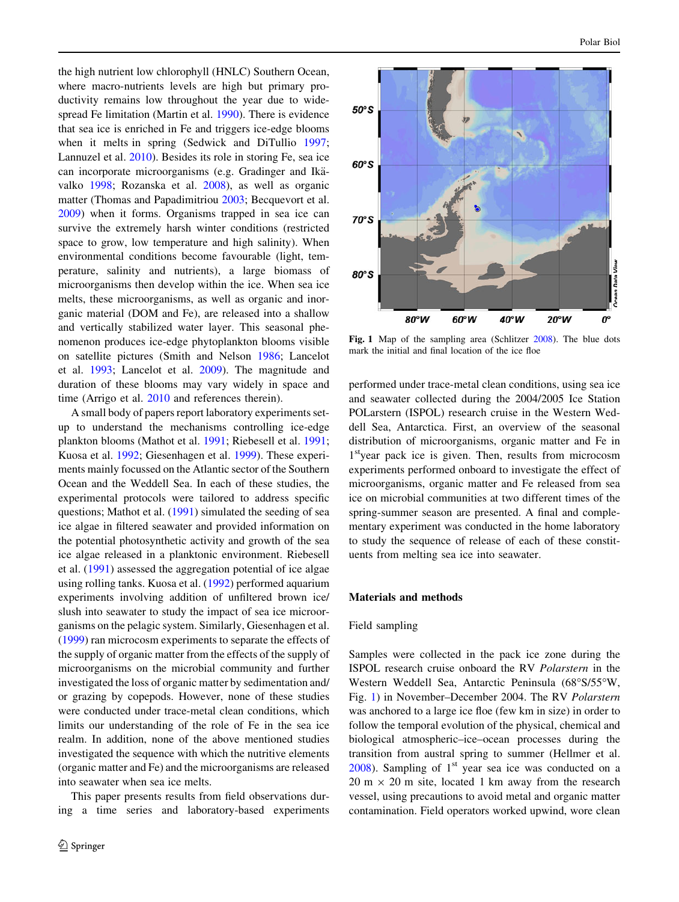the high nutrient low chlorophyll (HNLC) Southern Ocean, where macro-nutrients levels are high but primary productivity remains low throughout the year due to widespread Fe limitation (Martin et al. 1990). There is evidence that sea ice is enriched in Fe and triggers ice-edge blooms when it melts in spring (Sedwick and DiTullio 1997; Lannuzel et al. 2010). Besides its role in storing Fe, sea ice can incorporate microorganisms (e.g. Gradinger and Ikävalko 1998; Rozanska et al. 2008), as well as organic matter (Thomas and Papadimitriou 2003; Becquevort et al. 2009) when it forms. Organisms trapped in sea ice can survive the extremely harsh winter conditions (restricted space to grow, low temperature and high salinity). When environmental conditions become favourable (light, temperature, salinity and nutrients), a large biomass of microorganisms then develop within the ice. When sea ice melts, these microorganisms, as well as organic and inorganic material (DOM and Fe), are released into a shallow and vertically stabilized water layer. This seasonal phenomenon produces ice-edge phytoplankton blooms visible on satellite pictures (Smith and Nelson 1986; Lancelot et al. 1993; Lancelot et al. 2009). The magnitude and duration of these blooms may vary widely in space and time (Arrigo et al. 2010 and references therein).

A small body of papers report laboratory experiments set-up to understand the mechanisms controlling ice-edge plankton blooms (Mathot et al. 1991; Riebesell et al. 1991; Kuosa et al. 1992; Giesenhagen et al. 1999). These experiments mainly focussed on the Atlantic sector of the Southern Ocean and the Weddell Sea. In each of these studies, the experimental protocols were tailored to address specific questions; Mathot et al. (1991) simulated the seeding of sea ice algae in filtered seawater and provided information on the potential photosynthetic activity and growth of the sea ice algae released in a planktonic environment. Riebesell et al. (1991) assessed the aggregation potential of ice algae using rolling tanks. Kuosa et al. (1992) performed aquarium experiments involving addition of unfiltered brown ice/slush into seawater to study the impact of sea ice microorganisms on the pelagic system. Similarly, Giesenhagen et al. (1999) ran microcosm experiments to separate the effects of the supply of organic matter from the effects of the supply of microorganisms on the microbial community and further investigated the loss of organic matter by sedimentation and/or grazing by copepods. However, none of these studies were conducted under trace-metal clean conditions, which limits our understanding of the role of Fe in the sea ice realm. In addition, none of the above mentioned studies investigated the sequence with which the nutritive elements (organic matter and Fe) and the microorganisms are released into seawater when sea ice melts.

This paper presents results from field observations during a time series and laboratory-based experiments performed under trace-metal clean conditions, using sea ice and seawater collected during the 2004/2005 Ice Station POLarstern (ISPOL) research cruise in the Western Weddell Sea, Antarctica. First, an overview of the seasonal distribution of microorganisms, organic matter and Fe in 1[st]year pack ice is given. Then, results from microcosm experiments performed onboard to investigate the effect of microorganisms, organic matter and Fe released from sea ice on microbial communities at two different times of the spring-summer season are presented. A final and complementary experiment was conducted in the home laboratory to study the sequence of release of each of these constituents from melting sea ice into seawater.

**Fig. 1** Map of the sampling area (Schlitzer 2008). The blue dots mark the initial and final location of the ice floe

## Materials and methods

### Field sampling

Samples were collected in the pack ice zone during the ISPOL research cruise onboard the RV *Polarstern* in the Western Weddell Sea, Antarctic Peninsula (68°S/55°W, Fig. 1) in November–December 2004. The RV *Polarstern* was anchored to a large ice floe (few km in size) in order to follow the temporal evolution of the physical, chemical and biological atmospheric–ice–ocean processes during the transition from austral spring to summer (Hellmer et al. 2008). Sampling of 1[st] year sea ice was conducted on a 20 m × 20 m site, located 1 km away from the research vessel, using precautions to avoid metal and organic matter contamination. Field operators worked upwind, wore clean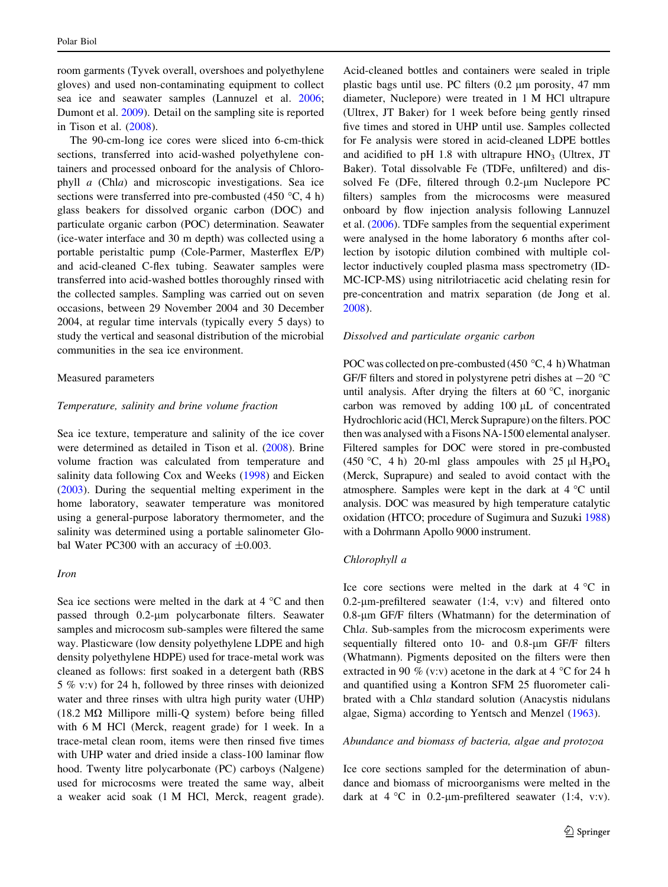room garments (Tyvek overall, overshoes and polyethylene gloves) and used non-contaminating equipment to collect sea ice and seawater samples (Lannuzel et al. 2006; Dumont et al. 2009). Detail on the sampling site is reported in Tison et al. (2008).

The 90-cm-long ice cores were sliced into 6-cm-thick sections, transferred into acid-washed polyethylene containers and processed onboard for the analysis of Chlorophyll *a* (Chl*a*) and microscopic investigations. Sea ice sections were transferred into pre-combusted (450 °C, 4 h) glass beakers for dissolved organic carbon (DOC) and particulate organic carbon (POC) determination. Seawater (ice-water interface and 30 m depth) was collected using a portable peristaltic pump (Cole-Parmer, Masterflex E/P) and acid-cleaned C-flex tubing. Seawater samples were transferred into acid-washed bottles thoroughly rinsed with the collected samples. Sampling was carried out on seven occasions, between 29 November 2004 and 30 December 2004, at regular time intervals (typically every 5 days) to study the vertical and seasonal distribution of the microbial communities in the sea ice environment.

## Measured parameters

### *Temperature, salinity and brine volume fraction*

Sea ice texture, temperature and salinity of the ice cover were determined as detailed in Tison et al. (2008). Brine volume fraction was calculated from temperature and salinity data following Cox and Weeks (1998) and Eicken (2003). During the sequential melting experiment in the home laboratory, seawater temperature was monitored using a general-purpose laboratory thermometer, and the salinity was determined using a portable salinometer Global Water PC300 with an accuracy of ±0.003.

### *Iron*

Sea ice sections were melted in the dark at 4 °C and then passed through 0.2-μm polycarbonate filters. Seawater samples and microcosm sub-samples were filtered the same way. Plasticware (low density polyethylene LDPE and high density polyethylene HDPE) used for trace-metal work was cleaned as follows: first soaked in a detergent bath (RBS 5 % v:v) for 24 h, followed by three rinses with deionized water and three rinses with ultra high purity water (UHP) (18.2 MΩ Millipore milli-Q system) before being filled with 6 M HCl (Merck, reagent grade) for 1 week. In a trace-metal clean room, items were then rinsed five times with UHP water and dried inside a class-100 laminar flow hood. Twenty litre polycarbonate (PC) carboys (Nalgene) used for microcosms were treated the same way, albeit a weaker acid soak (1 M HCl, Merck, reagent grade). Acid-cleaned bottles and containers were sealed in triple plastic bags until use. PC filters (0.2 μm porosity, 47 mm diameter, Nuclepore) were treated in 1 M HCl ultrapure (Ultrex, JT Baker) for 1 week before being gently rinsed five times and stored in UHP until use. Samples collected for Fe analysis were stored in acid-cleaned LDPE bottles and acidified to pH 1.8 with ultrapure $HNO_3$ (Ultrex, JT Baker). Total dissolvable Fe (TDFe, unfiltered) and dissolved Fe (DFe, filtered through 0.2-μm Nuclepore PC filters) samples from the microcosms were measured onboard by flow injection analysis following Lannuzel et al. (2006). TDFe samples from the sequential experiment were analysed in the home laboratory 6 months after collection by isotopic dilution combined with multiple collector inductively coupled plasma mass spectrometry (ID-MC-ICP-MS) using nitrilotriacetic acid chelating resin for pre-concentration and matrix separation (de Jong et al. 2008).

### *Dissolved and particulate organic carbon*

POC was collected on pre-combusted (450 °C, 4 h) Whatman GF/F filters and stored in polystyrene petri dishes at −20 °C until analysis. After drying the filters at 60 °C, inorganic carbon was removed by adding 100 μL of concentrated Hydrochloric acid (HCl, Merck Suprapure) on the filters. POC then was analysed with a Fisons NA-1500 elemental analyser. Filtered samples for DOC were stored in pre-combusted (450 °C, 4 h) 20-ml glass ampoules with 25 μl $H_3PO_4$ (Merck, Suprapure) and sealed to avoid contact with the atmosphere. Samples were kept in the dark at 4 °C until analysis. DOC was measured by high temperature catalytic oxidation (HTCO; procedure of Sugimura and Suzuki 1988) with a Dohrmann Apollo 9000 instrument.

### *Chlorophyll a*

Ice core sections were melted in the dark at 4 °C in 0.2-μm-prefiltered seawater (1:4, v:v) and filtered onto 0.8-μm GF/F filters (Whatmann) for the determination of Chl*a*. Sub-samples from the microcosm experiments were sequentially filtered onto 10- and 0.8-μm GF/F filters (Whatmann). Pigments deposited on the filters were then extracted in 90 % (v:v) acetone in the dark at 4 °C for 24 h and quantified using a Kontron SFM 25 fluorometer calibrated with a Chl*a* standard solution (Anacystis nidulans algae, Sigma) according to Yentsch and Menzel (1963).

### *Abundance and biomass of bacteria, algae and protozoa*

Ice core sections sampled for the determination of abundance and biomass of microorganisms were melted in the dark at 4 °C in 0.2-μm-prefiltered seawater (1:4, v:v).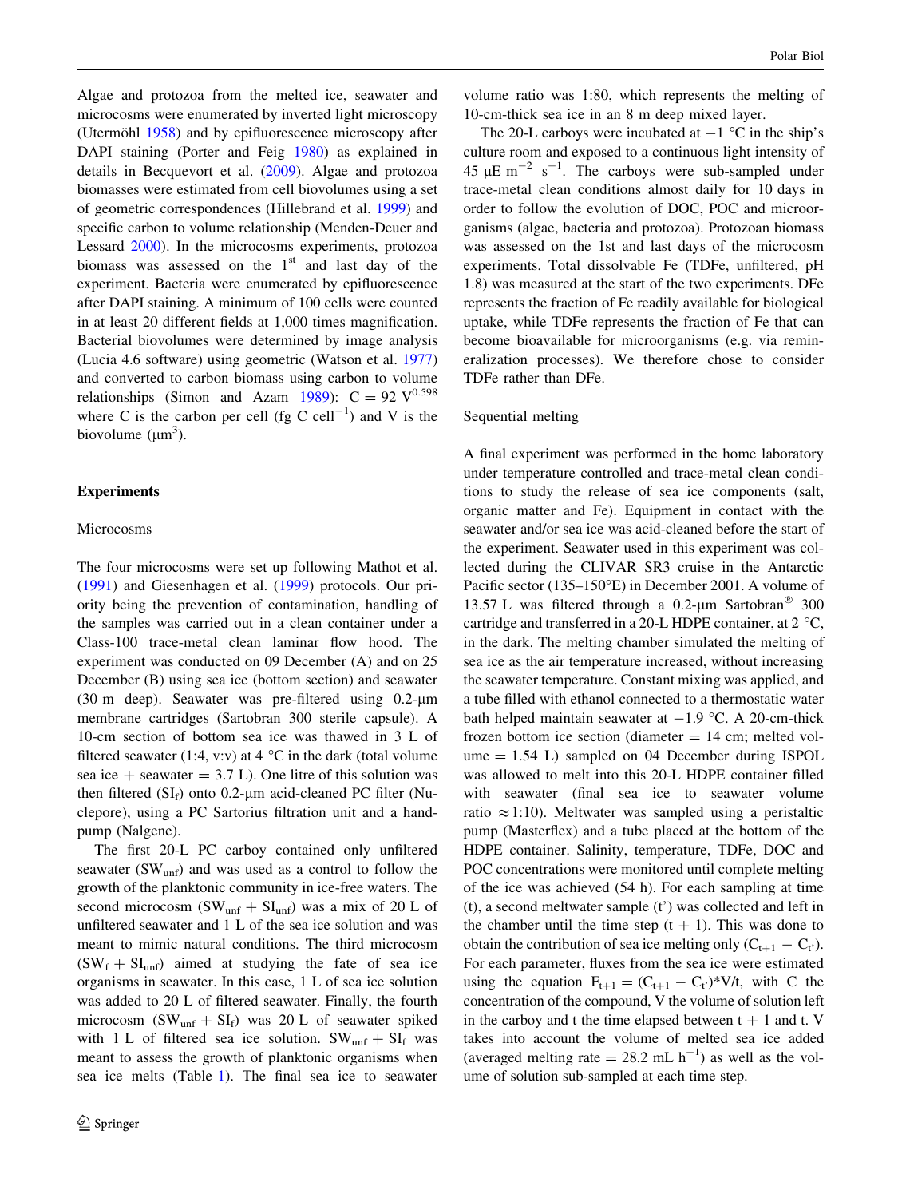Algae and protozoa from the melted ice, seawater and microcosms were enumerated by inverted light microscopy (Utermöhl 1958) and by epifluorescence microscopy after DAPI staining (Porter and Feig 1980) as explained in details in Becquevort et al. (2009). Algae and protozoa biomasses were estimated from cell biovolumes using a set of geometric correspondences (Hillebrand et al. 1999) and specific carbon to volume relationship (Menden-Deuer and Lessard 2000). In the microcosms experiments, protozoa biomass was assessed on the 1[st] and last day of the experiment. Bacteria were enumerated by epifluorescence after DAPI staining. A minimum of 100 cells were counted in at least 20 different fields at 1,000 times magnification. Bacterial biovolumes were determined by image analysis (Lucia 4.6 software) using geometric (Watson et al. 1977) and converted to carbon biomass using carbon to volume relationships (Simon and Azam 1989): $C = 92\ V^{0.598}$ where C is the carbon per cell (fg C cell$^{-1}$) and V is the biovolume ($\mu m^3$).

## Experiments

### Microcosms

The four microcosms were set up following Mathot et al. (1991) and Giesenhagen et al. (1999) protocols. Our priority being the prevention of contamination, handling of the samples was carried out in a clean container under a Class-100 trace-metal clean laminar flow hood. The experiment was conducted on 09 December (A) and on 25 December (B) using sea ice (bottom section) and seawater (30 m deep). Seawater was pre-filtered using 0.2-μm membrane cartridges (Sartobran 300 sterile capsule). A 10-cm section of bottom sea ice was thawed in 3 L of filtered seawater (1:4, v:v) at 4 °C in the dark (total volume sea ice + seawater = 3.7 L). One litre of this solution was then filtered ($SI_f$) onto 0.2-μm acid-cleaned PC filter (Nuclepore), using a PC Sartorius filtration unit and a hand-pump (Nalgene).

The first 20-L PC carboy contained only unfiltered seawater ($SW_{unf}$) and was used as a control to follow the growth of the planktonic community in ice-free waters. The second microcosm ($SW_{unf} + SI_{unf}$) was a mix of 20 L of unfiltered seawater and 1 L of the sea ice solution and was meant to mimic natural conditions. The third microcosm ($SW_f + SI_{unf}$) aimed at studying the fate of sea ice organisms in seawater. In this case, 1 L of sea ice solution was added to 20 L of filtered seawater. Finally, the fourth microcosm ($SW_{unf} + SI_f$) was 20 L of seawater spiked with 1 L of filtered sea ice solution. $SW_{unf} + SI_f$ was meant to assess the growth of planktonic organisms when sea ice melts (Table 1). The final sea ice to seawater volume ratio was 1:80, which represents the melting of 10-cm-thick sea ice in an 8 m deep mixed layer.

The 20-L carboys were incubated at −1 °C in the ship's culture room and exposed to a continuous light intensity of 45 μE m$^{-2}$ s$^{-1}$. The carboys were sub-sampled under trace-metal clean conditions almost daily for 10 days in order to follow the evolution of DOC, POC and microorganisms (algae, bacteria and protozoa). Protozoan biomass was assessed on the 1st and last days of the microcosm experiments. Total dissolvable Fe (TDFe, unfiltered, pH 1.8) was measured at the start of the two experiments. DFe represents the fraction of Fe readily available for biological uptake, while TDFe represents the fraction of Fe that can become bioavailable for microorganisms (e.g. via remineralization processes). We therefore chose to consider TDFe rather than DFe.

### Sequential melting

A final experiment was performed in the home laboratory under temperature controlled and trace-metal clean conditions to study the release of sea ice components (salt, organic matter and Fe). Equipment in contact with the seawater and/or sea ice was acid-cleaned before the start of the experiment. Seawater used in this experiment was collected during the CLIVAR SR3 cruise in the Antarctic Pacific sector (135–150°E) in December 2001. A volume of 13.57 L was filtered through a 0.2-μm Sartobran® 300 cartridge and transferred in a 20-L HDPE container, at 2 °C, in the dark. The melting chamber simulated the melting of sea ice as the air temperature increased, without increasing the seawater temperature. Constant mixing was applied, and a tube filled with ethanol connected to a thermostatic water bath helped maintain seawater at −1.9 °C. A 20-cm-thick frozen bottom ice section (diameter = 14 cm; melted volume = 1.54 L) sampled on 04 December during ISPOL was allowed to melt into this 20-L HDPE container filled with seawater (final sea ice to seawater volume ratio ≈1:10). Meltwater was sampled using a peristaltic pump (Masterflex) and a tube placed at the bottom of the HDPE container. Salinity, temperature, TDFe, DOC and POC concentrations were monitored until complete melting of the ice was achieved (54 h). For each sampling at time (t), a second meltwater sample (t') was collected and left in the chamber until the time step (t + 1). This was done to obtain the contribution of sea ice melting only ($C_{t+1} - C_{t'}$). For each parameter, fluxes from the sea ice were estimated using the equation $F_{t+1} = (C_{t+1} - C_{t'})*V/t$, with C the concentration of the compound, V the volume of solution left in the carboy and t the time elapsed between t + 1 and t. V takes into account the volume of melted sea ice added (averaged melting rate = 28.2 mL h$^{-1}$) as well as the volume of solution sub-sampled at each time step.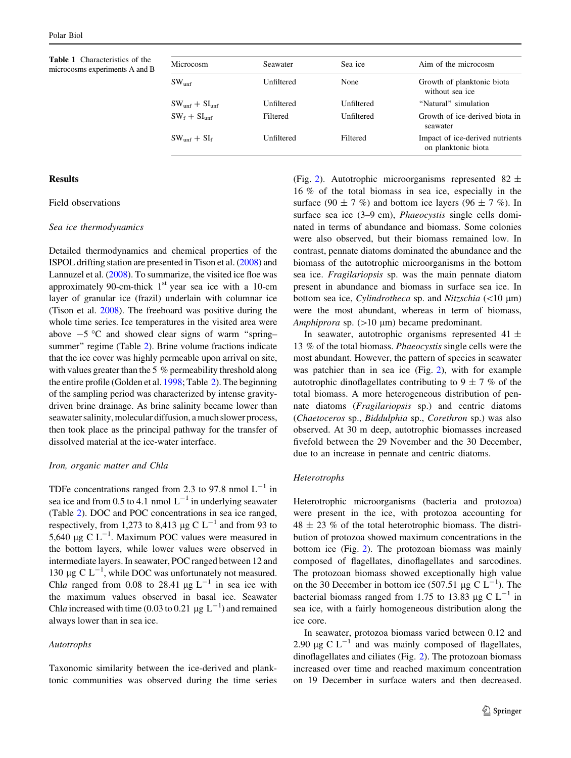Table 1 Characteristics of the microcosms experiments A and B

| Microcosm | Seawater | Sea ice | Aim of the microcosm |
|---|---|---|---|
| $SW_{unf}$ | Unfiltered | None | Growth of planktonic biota without sea ice |
| $SW_{unf} + SI_{unf}$ | Unfiltered | Unfiltered | "Natural" simulation |
| $SW_{f} + SI_{unf}$ | Filtered | Unfiltered | Growth of ice-derived biota in seawater |
| $SW_{unf} + SI_{f}$ | Unfiltered | Filtered | Impact of ice-derived nutrients on planktonic biota |

## Results

### Field observations

#### *Sea ice thermodynamics*

Detailed thermodynamics and chemical properties of the ISPOL drifting station are presented in Tison et al. (2008) and Lannuzel et al. (2008). To summarize, the visited ice floe was approximately 90-cm-thick 1st year sea ice with a 10-cm layer of granular ice (frazil) underlain with columnar ice (Tison et al. 2008). The freeboard was positive during the whole time series. Ice temperatures in the visited area were above −5 °C and showed clear signs of warm "spring–summer" regime (Table 2). Brine volume fractions indicate that the ice cover was highly permeable upon arrival on site, with values greater than the 5 % permeability threshold along the entire profile (Golden et al. 1998; Table 2). The beginning of the sampling period was characterized by intense gravity-driven brine drainage. As brine salinity became lower than seawater salinity, molecular diffusion, a much slower process, then took place as the principal pathway for the transfer of dissolved material at the ice-water interface.

#### *Iron, organic matter and Chla*

TDFe concentrations ranged from 2.3 to 97.8 nmol $L^{-1}$ in sea ice and from 0.5 to 4.1 nmol $L^{-1}$ in underlying seawater (Table 2). DOC and POC concentrations in sea ice ranged, respectively, from 1,273 to 8,413 μg C $L^{-1}$ and from 93 to 5,640 μg C $L^{-1}$. Maximum POC values were measured in the bottom layers, while lower values were observed in intermediate layers. In seawater, POC ranged between 12 and 130 μg C $L^{-1}$, while DOC was unfortunately not measured. Chl*a* ranged from 0.08 to 28.41 μg $L^{-1}$ in sea ice with the maximum values observed in basal ice. Seawater Chl*a* increased with time (0.03 to 0.21 μg $L^{-1}$) and remained always lower than in sea ice.

#### *Autotrophs*

Taxonomic similarity between the ice-derived and planktonic communities was observed during the time series (Fig. 2). Autotrophic microorganisms represented 82 ± 16 % of the total biomass in sea ice, especially in the surface (90 ± 7 %) and bottom ice layers (96 ± 7 %). In surface sea ice (3–9 cm), *Phaeocystis* single cells dominated in terms of abundance and biomass. Some colonies were also observed, but their biomass remained low. In contrast, pennate diatoms dominated the abundance and the biomass of the autotrophic microorganisms in the bottom sea ice. *Fragilariopsis* sp. was the main pennate diatom present in abundance and biomass in surface sea ice. In bottom sea ice, *Cylindrotheca* sp. and *Nitzschia* (<10 μm) were the most abundant, whereas in term of biomass, *Amphiprora* sp. (>10 μm) became predominant.

In seawater, autotrophic organisms represented 41 ± 13 % of the total biomass. *Phaeocystis* single cells were the most abundant. However, the pattern of species in seawater was patchier than in sea ice (Fig. 2), with for example autotrophic dinoflagellates contributing to 9 ± 7 % of the total biomass. A more heterogeneous distribution of pennate diatoms (*Fragilariopsis* sp.) and centric diatoms (*Chaetoceros* sp., *Biddulphia* sp., *Corethron* sp.) was also observed. At 30 m deep, autotrophic biomasses increased fivefold between the 29 November and the 30 December, due to an increase in pennate and centric diatoms.

#### *Heterotrophs*

Heterotrophic microorganisms (bacteria and protozoa) were present in the ice, with protozoa accounting for 48 ± 23 % of the total heterotrophic biomass. The distribution of protozoa showed maximum concentrations in the bottom ice (Fig. 2). The protozoan biomass was mainly composed of flagellates, dinoflagellates and sarcodines. The protozoan biomass showed exceptionally high value on the 30 December in bottom ice (507.51 μg C $L^{-1}$). The bacterial biomass ranged from 1.75 to 13.83 μg C $L^{-1}$ in sea ice, with a fairly homogeneous distribution along the ice core.

In seawater, protozoa biomass varied between 0.12 and 2.90 μg C $L^{-1}$ and was mainly composed of flagellates, dinoflagellates and ciliates (Fig. 2). The protozoan biomass increased over time and reached maximum concentration on 19 December in surface waters and then decreased.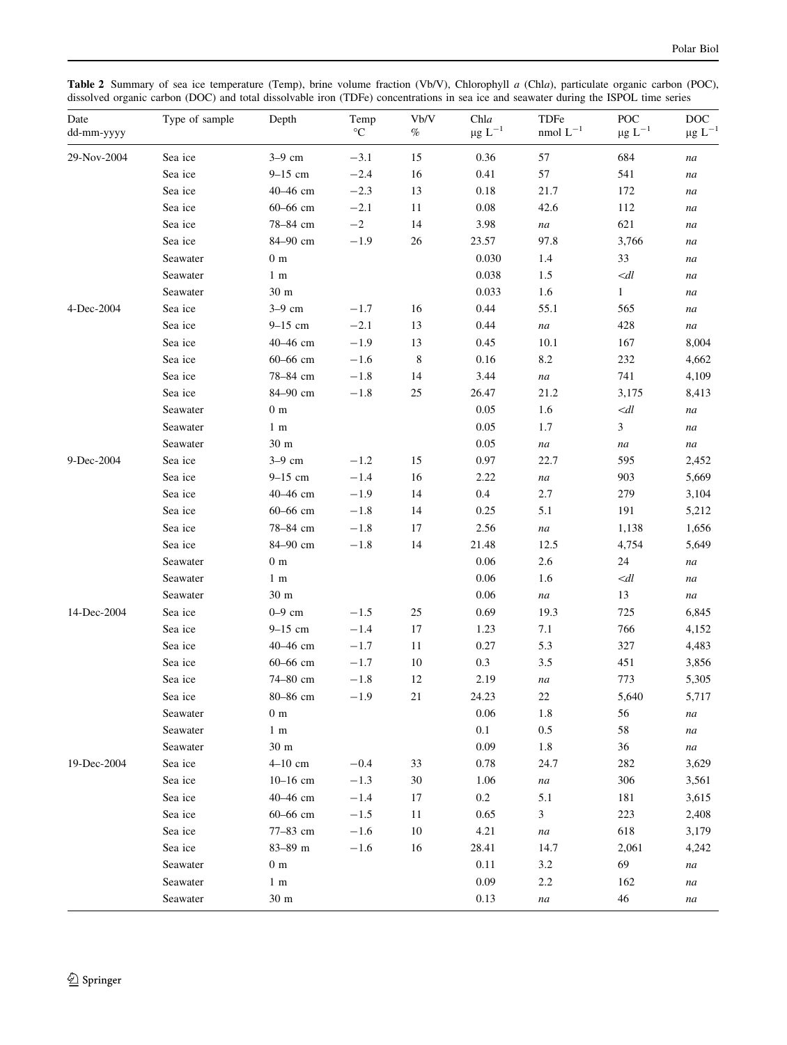**Table 2** Summary of sea ice temperature (Temp), brine volume fraction (Vb/V), Chlorophyll *a* (Chl*a*), particulate organic carbon (POC), dissolved organic carbon (DOC) and total dissolvable iron (TDFe) concentrations in sea ice and seawater during the ISPOL time series

| Date dd-mm-yyyy | Type of sample | Depth | Temp °C | Vb/V % | Chl*a* $\mu g\ L^{-1}$ | TDFe nmol $L^{-1}$ | POC $\mu g\ L^{-1}$ | DOC $\mu g\ L^{-1}$ |
|---|---|---|---|---|---|---|---|---|
| 29-Nov-2004 | Sea ice | 3–9 cm | −3.1 | 15 | 0.36 | 57 | 684 | *na* |
| | Sea ice | 9–15 cm | −2.4 | 16 | 0.41 | 57 | 541 | *na* |
| | Sea ice | 40–46 cm | −2.3 | 13 | 0.18 | 21.7 | 172 | *na* |
| | Sea ice | 60–66 cm | −2.1 | 11 | 0.08 | 42.6 | 112 | *na* |
| | Sea ice | 78–84 cm | −2 | 14 | 3.98 | *na* | 621 | *na* |
| | Sea ice | 84–90 cm | −1.9 | 26 | 23.57 | 97.8 | 3,766 | *na* |
| | Seawater | 0 m | | | 0.030 | 1.4 | 33 | *na* |
| | Seawater | 1 m | | | 0.038 | 1.5 | <*dl* | *na* |
| | Seawater | 30 m | | | 0.033 | 1.6 | 1 | *na* |
| 4-Dec-2004 | Sea ice | 3–9 cm | −1.7 | 16 | 0.44 | 55.1 | 565 | *na* |
| | Sea ice | 9–15 cm | −2.1 | 13 | 0.44 | *na* | 428 | *na* |
| | Sea ice | 40–46 cm | −1.9 | 13 | 0.45 | 10.1 | 167 | 8,004 |
| | Sea ice | 60–66 cm | −1.6 | 8 | 0.16 | 8.2 | 232 | 4,662 |
| | Sea ice | 78–84 cm | −1.8 | 14 | 3.44 | *na* | 741 | 4,109 |
| | Sea ice | 84–90 cm | −1.8 | 25 | 26.47 | 21.2 | 3,175 | 8,413 |
| | Seawater | 0 m | | | 0.05 | 1.6 | <*dl* | *na* |
| | Seawater | 1 m | | | 0.05 | 1.7 | 3 | *na* |
| | Seawater | 30 m | | | 0.05 | *na* | *na* | *na* |
| 9-Dec-2004 | Sea ice | 3–9 cm | −1.2 | 15 | 0.97 | 22.7 | 595 | 2,452 |
| | Sea ice | 9–15 cm | −1.4 | 16 | 2.22 | *na* | 903 | 5,669 |
| | Sea ice | 40–46 cm | −1.9 | 14 | 0.4 | 2.7 | 279 | 3,104 |
| | Sea ice | 60–66 cm | −1.8 | 14 | 0.25 | 5.1 | 191 | 5,212 |
| | Sea ice | 78–84 cm | −1.8 | 17 | 2.56 | *na* | 1,138 | 1,656 |
| | Sea ice | 84–90 cm | −1.8 | 14 | 21.48 | 12.5 | 4,754 | 5,649 |
| | Seawater | 0 m | | | 0.06 | 2.6 | 24 | *na* |
| | Seawater | 1 m | | | 0.06 | 1.6 | <*dl* | *na* |
| | Seawater | 30 m | | | 0.06 | *na* | 13 | *na* |
| 14-Dec-2004 | Sea ice | 0–9 cm | −1.5 | 25 | 0.69 | 19.3 | 725 | 6,845 |
| | Sea ice | 9–15 cm | −1.4 | 17 | 1.23 | 7.1 | 766 | 4,152 |
| | Sea ice | 40–46 cm | −1.7 | 11 | 0.27 | 5.3 | 327 | 4,483 |
| | Sea ice | 60–66 cm | −1.7 | 10 | 0.3 | 3.5 | 451 | 3,856 |
| | Sea ice | 74–80 cm | −1.8 | 12 | 2.19 | *na* | 773 | 5,305 |
| | Sea ice | 80–86 cm | −1.9 | 21 | 24.23 | 22 | 5,640 | 5,717 |
| | Seawater | 0 m | | | 0.06 | 1.8 | 56 | *na* |
| | Seawater | 1 m | | | 0.1 | 0.5 | 58 | *na* |
| | Seawater | 30 m | | | 0.09 | 1.8 | 36 | *na* |
| 19-Dec-2004 | Sea ice | 4–10 cm | −0.4 | 33 | 0.78 | 24.7 | 282 | 3,629 |
| | Sea ice | 10–16 cm | −1.3 | 30 | 1.06 | *na* | 306 | 3,561 |
| | Sea ice | 40–46 cm | −1.4 | 17 | 0.2 | 5.1 | 181 | 3,615 |
| | Sea ice | 60–66 cm | −1.5 | 11 | 0.65 | 3 | 223 | 2,408 |
| | Sea ice | 77–83 cm | −1.6 | 10 | 4.21 | *na* | 618 | 3,179 |
| | Sea ice | 83–89 m | −1.6 | 16 | 28.41 | 14.7 | 2,061 | 4,242 |
| | Seawater | 0 m | | | 0.11 | 3.2 | 69 | *na* |
| | Seawater | 1 m | | | 0.09 | 2.2 | 162 | *na* |
| | Seawater | 30 m | | | 0.13 | *na* | 46 | *na* |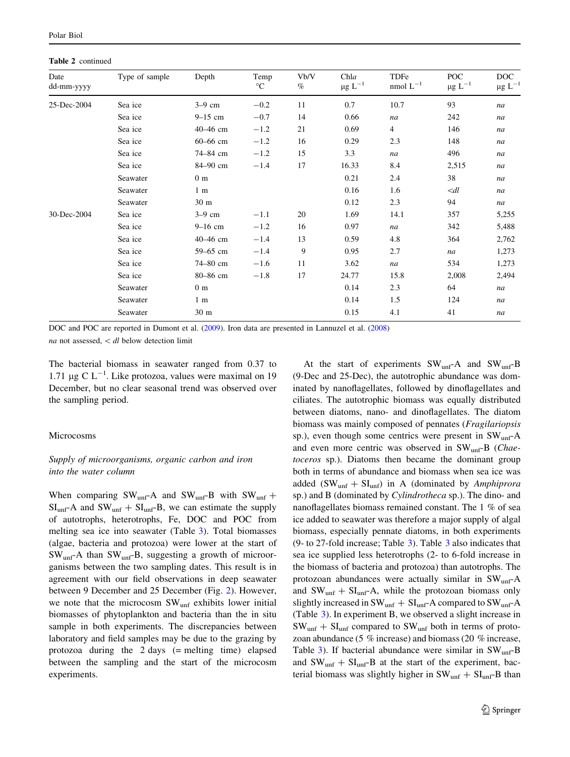Table 2 continued

| Date dd-mm-yyyy | Type of sample | Depth | Temp °C | Vb/V % | Chl*a* μg $L^{-1}$ | TDFe nmol $L^{-1}$ | POC μg $L^{-1}$ | DOC μg $L^{-1}$ |
|---|---|---|---|---|---|---|---|---|
| 25-Dec-2004 | Sea ice | 3–9 cm | −0.2 | 11 | 0.7 | 10.7 | 93 | *na* |
| | Sea ice | 9–15 cm | −0.7 | 14 | 0.66 | *na* | 242 | *na* |
| | Sea ice | 40–46 cm | −1.2 | 21 | 0.69 | 4 | 146 | *na* |
| | Sea ice | 60–66 cm | −1.2 | 16 | 0.29 | 2.3 | 148 | *na* |
| | Sea ice | 74–84 cm | −1.2 | 15 | 3.3 | *na* | 496 | *na* |
| | Sea ice | 84–90 cm | −1.4 | 17 | 16.33 | 8.4 | 2,515 | *na* |
| | Seawater | 0 m | | | 0.21 | 2.4 | 38 | *na* |
| | Seawater | 1 m | | | 0.16 | 1.6 | <*dl* | *na* |
| | Seawater | 30 m | | | 0.12 | 2.3 | 94 | *na* |
| 30-Dec-2004 | Sea ice | 3–9 cm | −1.1 | 20 | 1.69 | 14.1 | 357 | 5,255 |
| | Sea ice | 9–16 cm | −1.2 | 16 | 0.97 | *na* | 342 | 5,488 |
| | Sea ice | 40–46 cm | −1.4 | 13 | 0.59 | 4.8 | 364 | 2,762 |
| | Sea ice | 59–65 cm | −1.4 | 9 | 0.95 | 2.7 | *na* | 1,273 |
| | Sea ice | 74–80 cm | −1.6 | 11 | 3.62 | *na* | 534 | 1,273 |
| | Sea ice | 80–86 cm | −1.8 | 17 | 24.77 | 15.8 | 2,008 | 2,494 |
| | Seawater | 0 m | | | 0.14 | 2.3 | 64 | *na* |
| | Seawater | 1 m | | | 0.14 | 1.5 | 124 | *na* |
| | Seawater | 30 m | | | 0.15 | 4.1 | 41 | *na* |

DOC and POC are reported in Dumont et al. (2009). Iron data are presented in Lannuzel et al. (2008)

*na* not assessed, < *dl* below detection limit

The bacterial biomass in seawater ranged from 0.37 to 1.71 μg C $L^{-1}$. Like protozoa, values were maximal on 19 December, but no clear seasonal trend was observed over the sampling period.

## Microcosms

### *Supply of microorganisms, organic carbon and iron into the water column*

When comparing $SW_{unf}$-A and $SW_{unf}$-B with $SW_{unf} + SI_{unf}$-A and $SW_{unf} + SI_{unf}$-B, we can estimate the supply of autotrophs, heterotrophs, Fe, DOC and POC from melting sea ice into seawater (Table 3). Total biomasses (algae, bacteria and protozoa) were lower at the start of $SW_{unf}$-A than $SW_{unf}$-B, suggesting a growth of microorganisms between the two sampling dates. This result is in agreement with our field observations in deep seawater between 9 December and 25 December (Fig. 2). However, we note that the microcosm $SW_{unf}$ exhibits lower initial biomasses of phytoplankton and bacteria than the in situ sample in both experiments. The discrepancies between laboratory and field samples may be due to the grazing by protozoa during the 2 days (= melting time) elapsed between the sampling and the start of the microcosm experiments.

At the start of experiments $SW_{unf}$-A and $SW_{unf}$-B (9-Dec and 25-Dec), the autotrophic abundance was dominated by nanoflagellates, followed by dinoflagellates and ciliates. The autotrophic biomass was equally distributed between diatoms, nano- and dinoflagellates. The diatom biomass was mainly composed of pennates (*Fragilariopsis* sp.), even though some centrics were present in $SW_{unf}$-A and even more centric was observed in $SW_{unf}$-B (*Chaetoceros* sp.). Diatoms then became the dominant group both in terms of abundance and biomass when sea ice was added ($SW_{unf} + SI_{unf}$) in A (dominated by *Amphiprora* sp.) and B (dominated by *Cylindrotheca* sp.). The dino- and nanoflagellates biomass remained constant. The 1 % of sea ice added to seawater was therefore a major supply of algal biomass, especially pennate diatoms, in both experiments (9- to 27-fold increase; Table 3). Table 3 also indicates that sea ice supplied less heterotrophs (2- to 6-fold increase in the biomass of bacteria and protozoa) than autotrophs. The protozoan abundances were actually similar in $SW_{unf}$-A and $SW_{unf} + SI_{unf}$-A, while the protozoan biomass only slightly increased in $SW_{unf} + SI_{unf}$-A compared to $SW_{unf}$-A (Table 3). In experiment B, we observed a slight increase in $SW_{unf} + SI_{unf}$ compared to $SW_{unf}$ both in terms of protozoan abundance (5 % increase) and biomass (20 % increase, Table 3). If bacterial abundance were similar in $SW_{unf}$-B and $SW_{unf} + SI_{unf}$-B at the start of the experiment, bacterial biomass was slightly higher in $SW_{unf} + SI_{unf}$-B than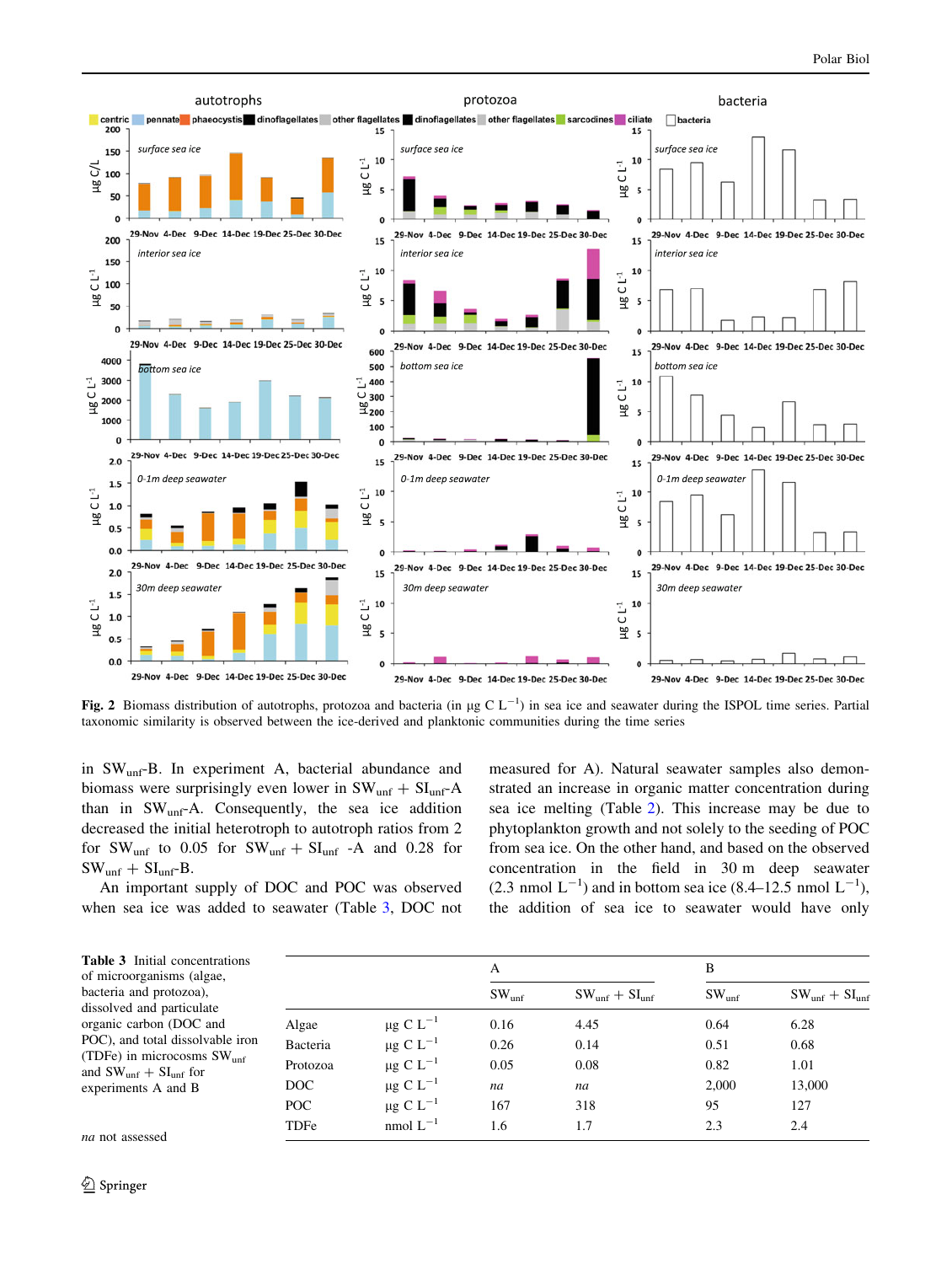**Fig. 2** Biomass distribution of autotrophs, protozoa and bacteria (in μg C $L^{-1}$) in sea ice and seawater during the ISPOL time series. Partial taxonomic similarity is observed between the ice-derived and planktonic communities during the time series

in $SW_{unf}$-B. In experiment A, bacterial abundance and biomass were surprisingly even lower in $SW_{unf}$ + $SI_{unf}$-A than in $SW_{unf}$-A. Consequently, the sea ice addition decreased the initial heterotroph to autotroph ratios from 2 for $SW_{unf}$ to 0.05 for $SW_{unf}$ + $SI_{unf}$ -A and 0.28 for $SW_{unf}$ + $SI_{unf}$-B.

An important supply of DOC and POC was observed when sea ice was added to seawater (Table 3, DOC not measured for A). Natural seawater samples also demonstrated an increase in organic matter concentration during sea ice melting (Table 2). This increase may be due to phytoplankton growth and not solely to the seeding of POC from sea ice. On the other hand, and based on the observed concentration in the field in 30 m deep seawater (2.3 nmol $L^{-1}$) and in bottom sea ice (8.4–12.5 nmol $L^{-1}$), the addition of sea ice to seawater would have only

**Table 3** Initial concentrations of microorganisms (algae, bacteria and protozoa), dissolved and particulate organic carbon (DOC and POC), and total dissolvable iron (TDFe) in microcosms $SW_{unf}$ and $SW_{unf}$ + $SI_{unf}$ for experiments A and B

| | | A | | B | |
|---|---|---|---|---|---|
| | | $SW_{unf}$ | $SW_{unf}$ + $SI_{unf}$ | $SW_{unf}$ | $SW_{unf}$ + $SI_{unf}$ |
| Algae | μg C $L^{-1}$ | 0.16 | 4.45 | 0.64 | 6.28 |
| Bacteria | μg C $L^{-1}$ | 0.26 | 0.14 | 0.51 | 0.68 |
| Protozoa | μg C $L^{-1}$ | 0.05 | 0.08 | 0.82 | 1.01 |
| DOC | μg C $L^{-1}$ | *na* | *na* | 2,000 | 13,000 |
| POC | μg C $L^{-1}$ | 167 | 318 | 95 | 127 |
| TDFe | nmol $L^{-1}$ | 1.6 | 1.7 | 2.3 | 2.4 |

*na* not assessed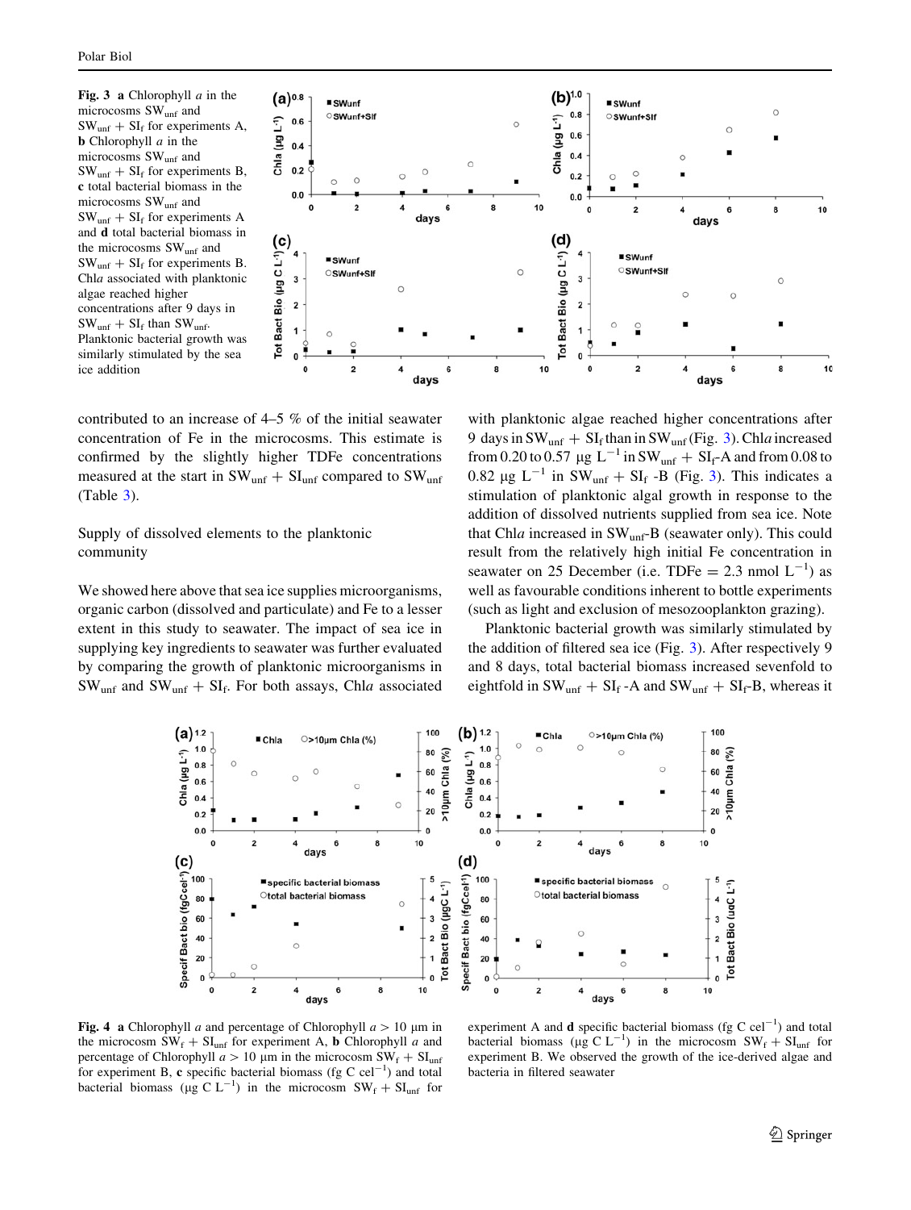**Fig. 3** **a** Chlorophyll *a* in the microcosms $SW_{unf}$ and $SW_{unf} + SI_f$ for experiments A, **b** Chlorophyll *a* in the microcosms $SW_{unf}$ and $SW_{unf} + SI_f$ for experiments B, **c** total bacterial biomass in the microcosms $SW_{unf}$ and $SW_{unf} + SI_f$ for experiments A and **d** total bacterial biomass in the microcosms $SW_{unf}$ and $SW_{unf} + SI_f$ for experiments B. Chl*a* associated with planktonic algae reached higher concentrations after 9 days in $SW_{unf} + SI_f$ than $SW_{unf}$. Planktonic bacterial growth was similarly stimulated by the sea ice addition

contributed to an increase of 4–5 % of the initial seawater concentration of Fe in the microcosms. This estimate is confirmed by the slightly higher TDFe concentrations measured at the start in $SW_{unf} + SI_{unf}$ compared to $SW_{unf}$ (Table 3).

## Supply of dissolved elements to the planktonic community

We showed here above that sea ice supplies microorganisms, organic carbon (dissolved and particulate) and Fe to a lesser extent in this study to seawater. The impact of sea ice in supplying key ingredients to seawater was further evaluated by comparing the growth of planktonic microorganisms in $SW_{unf}$ and $SW_{unf} + SI_f$. For both assays, Chl*a* associated with planktonic algae reached higher concentrations after 9 days in $SW_{unf} + SI_f$ than in $SW_{unf}$ (Fig. 3). Chl*a* increased from 0.20 to 0.57 μg $L^{-1}$ in $SW_{unf} + SI_f$-A and from 0.08 to 0.82 μg $L^{-1}$ in $SW_{unf} + SI_f$ -B (Fig. 3). This indicates a stimulation of planktonic algal growth in response to the addition of dissolved nutrients supplied from sea ice. Note that Chl*a* increased in $SW_{unf}$-B (seawater only). This could result from the relatively high initial Fe concentration in seawater on 25 December (i.e. TDFe = 2.3 nmol $L^{-1}$) as well as favourable conditions inherent to bottle experiments (such as light and exclusion of mesozooplankton grazing).

Planktonic bacterial growth was similarly stimulated by the addition of filtered sea ice (Fig. 3). After respectively 9 and 8 days, total bacterial biomass increased sevenfold to eightfold in $SW_{unf} + SI_f$ -A and $SW_{unf} + SI_f$-B, whereas it

**Fig. 4** **a** Chlorophyll *a* and percentage of Chlorophyll *a* > 10 μm in the microcosm $SW_f + SI_{unf}$ for experiment A, **b** Chlorophyll *a* and percentage of Chlorophyll *a* > 10 μm in the microcosm $SW_f + SI_{unf}$ for experiment B, **c** specific bacterial biomass (fg C $cel^{-1}$) and total bacterial biomass (μg C $L^{-1}$) in the microcosm $SW_f + SI_{unf}$ for experiment A and **d** specific bacterial biomass (fg C $cel^{-1}$) and total bacterial biomass (μg C $L^{-1}$) in the microcosm $SW_f + SI_{unf}$ for experiment B. We observed the growth of the ice-derived algae and bacteria in filtered seawater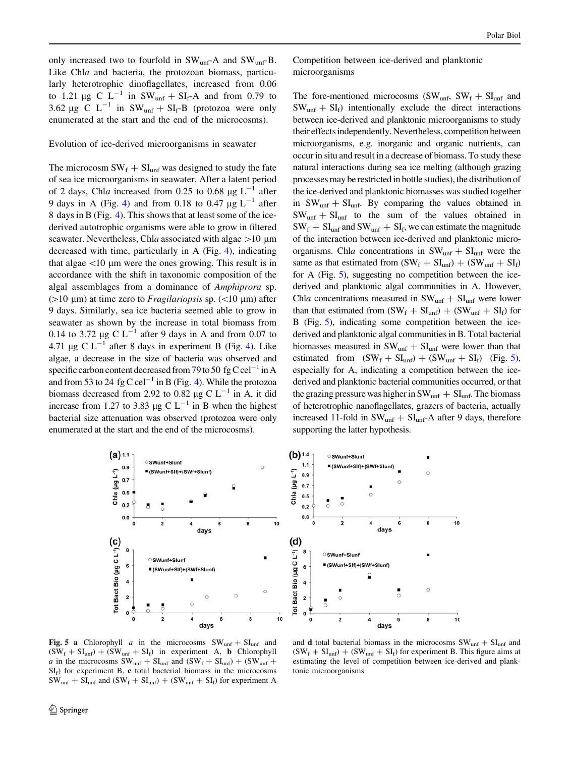only increased two to fourfold in $SW_{unf}$-A and $SW_{unf}$-B. Like Chl*a* and bacteria, the protozoan biomass, particularly heterotrophic dinoflagellates, increased from 0.06 to 1.21 μg C $L^{-1}$ in $SW_{unf} + SI_f$-A and from 0.79 to 3.62 μg C $L^{-1}$ in $SW_{unf} + SI_f$-B (protozoa were only enumerated at the start and the end of the microcosms).

### Evolution of ice-derived microorganisms in seawater

The microcosm $SW_f + SI_{unf}$ was designed to study the fate of sea ice microorganisms in seawater. After a latent period of 2 days, Chl*a* increased from 0.25 to 0.68 μg $L^{-1}$ after 9 days in A (Fig. 4) and from 0.18 to 0.47 μg $L^{-1}$ after 8 days in B (Fig. 4). This shows that at least some of the ice-derived autotrophic organisms were able to grow in filtered seawater. Nevertheless, Chl*a* associated with algae >10 μm decreased with time, particularly in A (Fig. 4), indicating that algae <10 μm were the ones growing. This result is in accordance with the shift in taxonomic composition of the algal assemblages from a dominance of *Amphiprora* sp. (>10 μm) at time zero to *Fragilariopsis* sp. (<10 μm) after 9 days. Similarly, sea ice bacteria seemed able to grow in seawater as shown by the increase in total biomass from 0.14 to 3.72 μg C $L^{-1}$ after 9 days in A and from 0.07 to 4.71 μg C $L^{-1}$ after 8 days in experiment B (Fig. 4). Like algae, a decrease in the size of bacteria was observed and specific carbon content decreased from 79 to 50 fg C $cel^{-1}$ in A and from 53 to 24 fg C $cel^{-1}$ in B (Fig. 4). While the protozoa biomass decreased from 2.92 to 0.82 μg C $L^{-1}$ in A, it did increase from 1.27 to 3.83 μg C $L^{-1}$ in B when the highest bacterial size attenuation was observed (protozoa were only enumerated at the start and the end of the microcosms).

### Competition between ice-derived and planktonic microorganisms

The fore-mentioned microcosms ($SW_{unf}$, $SW_f + SI_{unf}$ and $SW_{unf} + SI_f$) intentionally exclude the direct interactions between ice-derived and planktonic microorganisms to study their effects independently. Nevertheless, competition between microorganisms, e.g. inorganic and organic nutrients, can occur in situ and result in a decrease of biomass. To study these natural interactions during sea ice melting (although grazing processes may be restricted in bottle studies), the distribution of the ice-derived and planktonic biomasses was studied together in $SW_{unf} + SI_{unf}$. By comparing the values obtained in $SW_{unf} + SI_{unf}$ to the sum of the values obtained in $SW_f + SI_{unf}$ and $SW_{unf} + SI_f$, we can estimate the magnitude of the interaction between ice-derived and planktonic microorganisms. Chl*a* concentrations in $SW_{unf} + SI_{unf}$ were the same as that estimated from ($SW_f + SI_{unf}$) + ($SW_{unf} + SI_f$) for A (Fig. 5), suggesting no competition between the ice-derived and planktonic algal communities in A. However, Chl*a* concentrations measured in $SW_{unf} + SI_{unf}$ were lower than that estimated from ($SW_f + SI_{unf}$) + ($SW_{unf} + SI_f$) for B (Fig. 5), indicating some competition between the ice-derived and planktonic algal communities in B. Total bacterial biomasses measured in $SW_{unf} + SI_{unf}$ were lower than that estimated from ($SW_f + SI_{unf}$) + ($SW_{unf} + SI_f$) (Fig. 5), especially for A, indicating a competition between the ice-derived and planktonic bacterial communities occurred, or that the grazing pressure was higher in $SW_{unf} + SI_{unf}$. The biomass of heterotrophic nanoflagellates, grazers of bacteria, actually increased 11-fold in $SW_{unf} + SI_{unf}$-A after 9 days, therefore supporting the latter hypothesis.

**Fig. 5** **a** Chlorophyll *a* in the microcosms $SW_{unf} + SI_{unf}$ and ($SW_f + SI_{unf}$) + ($SW_{unf} + SI_f$) in experiment A, **b** Chlorophyll *a* in the microcosms $SW_{unf} + SI_{unf}$ and ($SW_f + SI_{unf}$) + ($SW_{unf} + SI_f$) for experiment B, **c** total bacterial biomass in the microcosms $SW_{unf} + SI_{unf}$ and ($SW_f + SI_{unf}$) + ($SW_{unf} + SI_f$) for experiment A and **d** total bacterial biomass in the microcosms $SW_{unf} + SI_{unf}$ and ($SW_f + SI_{unf}$) + ($SW_{unf} + SI_f$) for experiment B. This figure aims at estimating the level of competition between ice-derived and planktonic microorganisms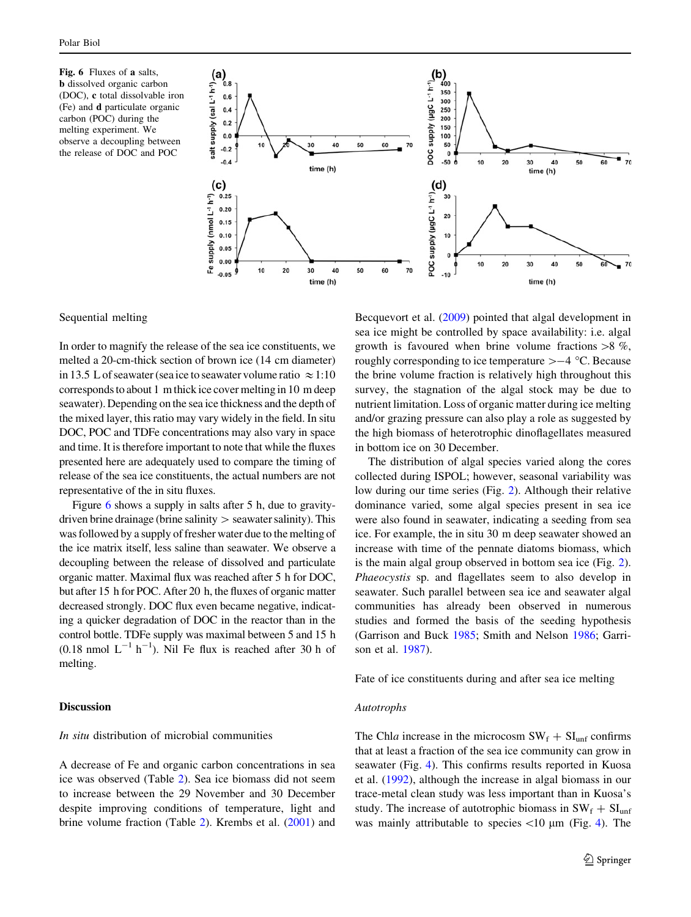Fig. 6 Fluxes of **a** salts, **b** dissolved organic carbon (DOC), **c** total dissolvable iron (Fe) and **d** particulate organic carbon (POC) during the melting experiment. We observe a decoupling between the release of DOC and POC

Sequential melting

In order to magnify the release of the sea ice constituents, we melted a 20-cm-thick section of brown ice (14 cm diameter) in 13.5 L of seawater (sea ice to seawater volume ratio $\approx$1:10 corresponds to about 1 m thick ice cover melting in 10 m deep seawater). Depending on the sea ice thickness and the depth of the mixed layer, this ratio may vary widely in the field. In situ DOC, POC and TDFe concentrations may also vary in space and time. It is therefore important to note that while the fluxes presented here are adequately used to compare the timing of release of the sea ice constituents, the actual numbers are not representative of the in situ fluxes.

Figure 6 shows a supply in salts after 5 h, due to gravity-driven brine drainage (brine salinity > seawater salinity). This was followed by a supply of fresher water due to the melting of the ice matrix itself, less saline than seawater. We observe a decoupling between the release of dissolved and particulate organic matter. Maximal flux was reached after 5 h for DOC, but after 15 h for POC. After 20 h, the fluxes of organic matter decreased strongly. DOC flux even became negative, indicating a quicker degradation of DOC in the reactor than in the control bottle. TDFe supply was maximal between 5 and 15 h (0.18 nmol $L^{-1}$ $h^{-1}$). Nil Fe flux is reached after 30 h of melting.

## Discussion

*In situ* distribution of microbial communities

A decrease of Fe and organic carbon concentrations in sea ice was observed (Table 2). Sea ice biomass did not seem to increase between the 29 November and 30 December despite improving conditions of temperature, light and brine volume fraction (Table 2). Krembs et al. (2001) and Becquevort et al. (2009) pointed that algal development in sea ice might be controlled by space availability: i.e. algal growth is favoured when brine volume fractions >8 %, roughly corresponding to ice temperature >−4 °C. Because the brine volume fraction is relatively high throughout this survey, the stagnation of the algal stock may be due to nutrient limitation. Loss of organic matter during ice melting and/or grazing pressure can also play a role as suggested by the high biomass of heterotrophic dinoflagellates measured in bottom ice on 30 December.

The distribution of algal species varied along the cores collected during ISPOL; however, seasonal variability was low during our time series (Fig. 2). Although their relative dominance varied, some algal species present in sea ice were also found in seawater, indicating a seeding from sea ice. For example, the in situ 30 m deep seawater showed an increase with time of the pennate diatoms biomass, which is the main algal group observed in bottom sea ice (Fig. 2). *Phaeocystis* sp. and flagellates seem to also develop in seawater. Such parallel between sea ice and seawater algal communities has already been observed in numerous studies and formed the basis of the seeding hypothesis (Garrison and Buck 1985; Smith and Nelson 1986; Garrison et al. 1987).

Fate of ice constituents during and after sea ice melting

*Autotrophs*

The Chl*a* increase in the microcosm $SW_f + SI_{unf}$ confirms that at least a fraction of the sea ice community can grow in seawater (Fig. 4). This confirms results reported in Kuosa et al. (1992), although the increase in algal biomass in our trace-metal clean study was less important than in Kuosa's study. The increase of autotrophic biomass in $SW_f + SI_{unf}$ was mainly attributable to species <10 μm (Fig. 4). The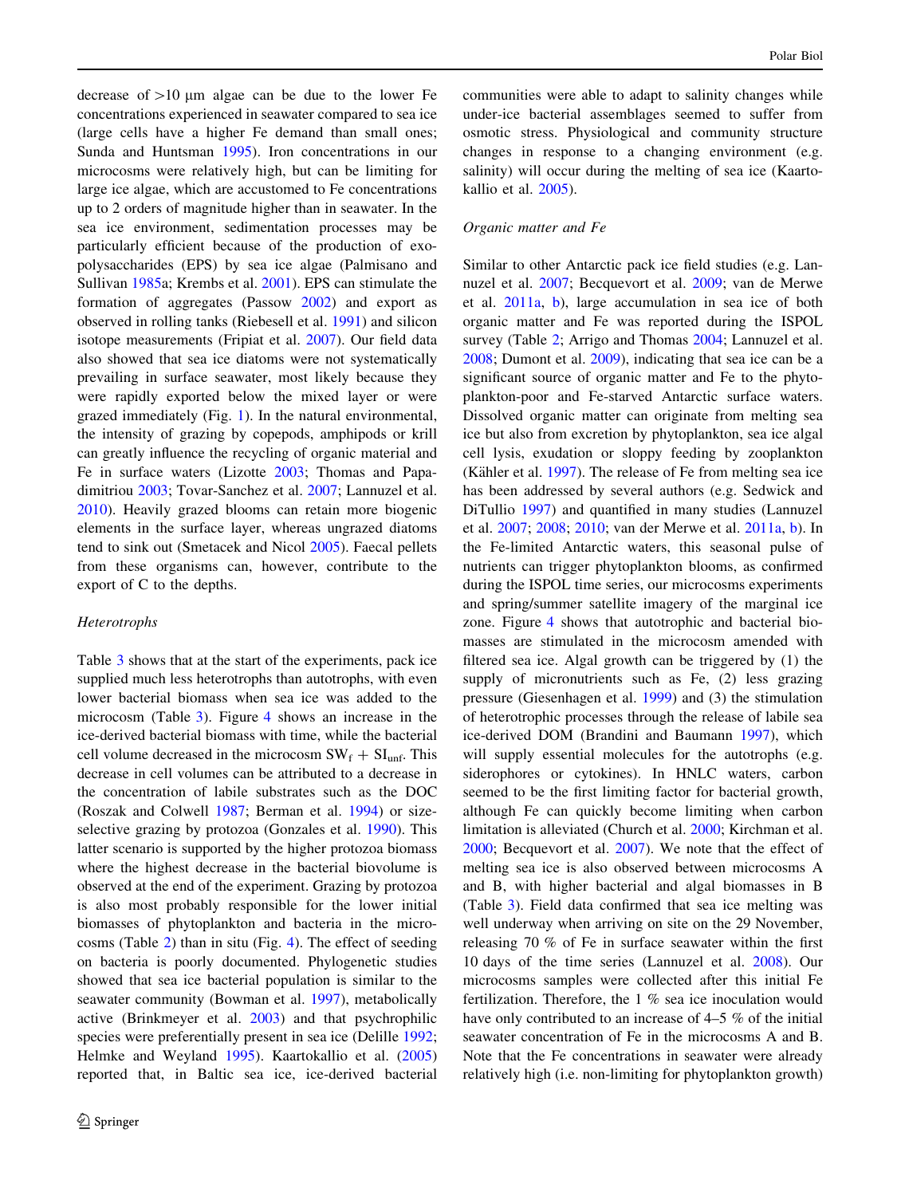decrease of >10 μm algae can be due to the lower Fe concentrations experienced in seawater compared to sea ice (large cells have a higher Fe demand than small ones; Sunda and Huntsman 1995). Iron concentrations in our microcosms were relatively high, but can be limiting for large ice algae, which are accustomed to Fe concentrations up to 2 orders of magnitude higher than in seawater. In the sea ice environment, sedimentation processes may be particularly efficient because of the production of exopolysaccharides (EPS) by sea ice algae (Palmisano and Sullivan 1985a; Krembs et al. 2001). EPS can stimulate the formation of aggregates (Passow 2002) and export as observed in rolling tanks (Riebesell et al. 1991) and silicon isotope measurements (Fripiat et al. 2007). Our field data also showed that sea ice diatoms were not systematically prevailing in surface seawater, most likely because they were rapidly exported below the mixed layer or were grazed immediately (Fig. 1). In the natural environmental, the intensity of grazing by copepods, amphipods or krill can greatly influence the recycling of organic material and Fe in surface waters (Lizotte 2003; Thomas and Papadimitriou 2003; Tovar-Sanchez et al. 2007; Lannuzel et al. 2010). Heavily grazed blooms can retain more biogenic elements in the surface layer, whereas ungrazed diatoms tend to sink out (Smetacek and Nicol 2005). Faecal pellets from these organisms can, however, contribute to the export of C to the depths.

*Heterotrophs*

Table 3 shows that at the start of the experiments, pack ice supplied much less heterotrophs than autotrophs, with even lower bacterial biomass when sea ice was added to the microcosm (Table 3). Figure 4 shows an increase in the ice-derived bacterial biomass with time, while the bacterial cell volume decreased in the microcosm $SW_f + SI_{unf}$. This decrease in cell volumes can be attributed to a decrease in the concentration of labile substrates such as the DOC (Roszak and Colwell 1987; Berman et al. 1994) or size-selective grazing by protozoa (Gonzales et al. 1990). This latter scenario is supported by the higher protozoa biomass where the highest decrease in the bacterial biovolume is observed at the end of the experiment. Grazing by protozoa is also most probably responsible for the lower initial biomasses of phytoplankton and bacteria in the microcosms (Table 2) than in situ (Fig. 4). The effect of seeding on bacteria is poorly documented. Phylogenetic studies showed that sea ice bacterial population is similar to the seawater community (Bowman et al. 1997), metabolically active (Brinkmeyer et al. 2003) and that psychrophilic species were preferentially present in sea ice (Delille 1992; Helmke and Weyland 1995). Kaartokallio et al. (2005) reported that, in Baltic sea ice, ice-derived bacterial communities were able to adapt to salinity changes while under-ice bacterial assemblages seemed to suffer from osmotic stress. Physiological and community structure changes in response to a changing environment (e.g. salinity) will occur during the melting of sea ice (Kaartokallio et al. 2005).

*Organic matter and Fe*

Similar to other Antarctic pack ice field studies (e.g. Lannuzel et al. 2007; Becquevort et al. 2009; van de Merwe et al. 2011a, b), large accumulation in sea ice of both organic matter and Fe was reported during the ISPOL survey (Table 2; Arrigo and Thomas 2004; Lannuzel et al. 2008; Dumont et al. 2009), indicating that sea ice can be a significant source of organic matter and Fe to the phytoplankton-poor and Fe-starved Antarctic surface waters. Dissolved organic matter can originate from melting sea ice but also from excretion by phytoplankton, sea ice algal cell lysis, exudation or sloppy feeding by zooplankton (Kähler et al. 1997). The release of Fe from melting sea ice has been addressed by several authors (e.g. Sedwick and DiTullio 1997) and quantified in many studies (Lannuzel et al. 2007; 2008; 2010; van der Merwe et al. 2011a, b). In the Fe-limited Antarctic waters, this seasonal pulse of nutrients can trigger phytoplankton blooms, as confirmed during the ISPOL time series, our microcosms experiments and spring/summer satellite imagery of the marginal ice zone. Figure 4 shows that autotrophic and bacterial biomasses are stimulated in the microcosm amended with filtered sea ice. Algal growth can be triggered by (1) the supply of micronutrients such as Fe, (2) less grazing pressure (Giesenhagen et al. 1999) and (3) the stimulation of heterotrophic processes through the release of labile sea ice-derived DOM (Brandini and Baumann 1997), which will supply essential molecules for the autotrophs (e.g. siderophores or cytokines). In HNLC waters, carbon seemed to be the first limiting factor for bacterial growth, although Fe can quickly become limiting when carbon limitation is alleviated (Church et al. 2000; Kirchman et al. 2000; Becquevort et al. 2007). We note that the effect of melting sea ice is also observed between microcosms A and B, with higher bacterial and algal biomasses in B (Table 3). Field data confirmed that sea ice melting was well underway when arriving on site on the 29 November, releasing 70 % of Fe in surface seawater within the first 10 days of the time series (Lannuzel et al. 2008). Our microcosms samples were collected after this initial Fe fertilization. Therefore, the 1 % sea ice inoculation would have only contributed to an increase of 4–5 % of the initial seawater concentration of Fe in the microcosms A and B. Note that the Fe concentrations in seawater were already relatively high (i.e. non-limiting for phytoplankton growth)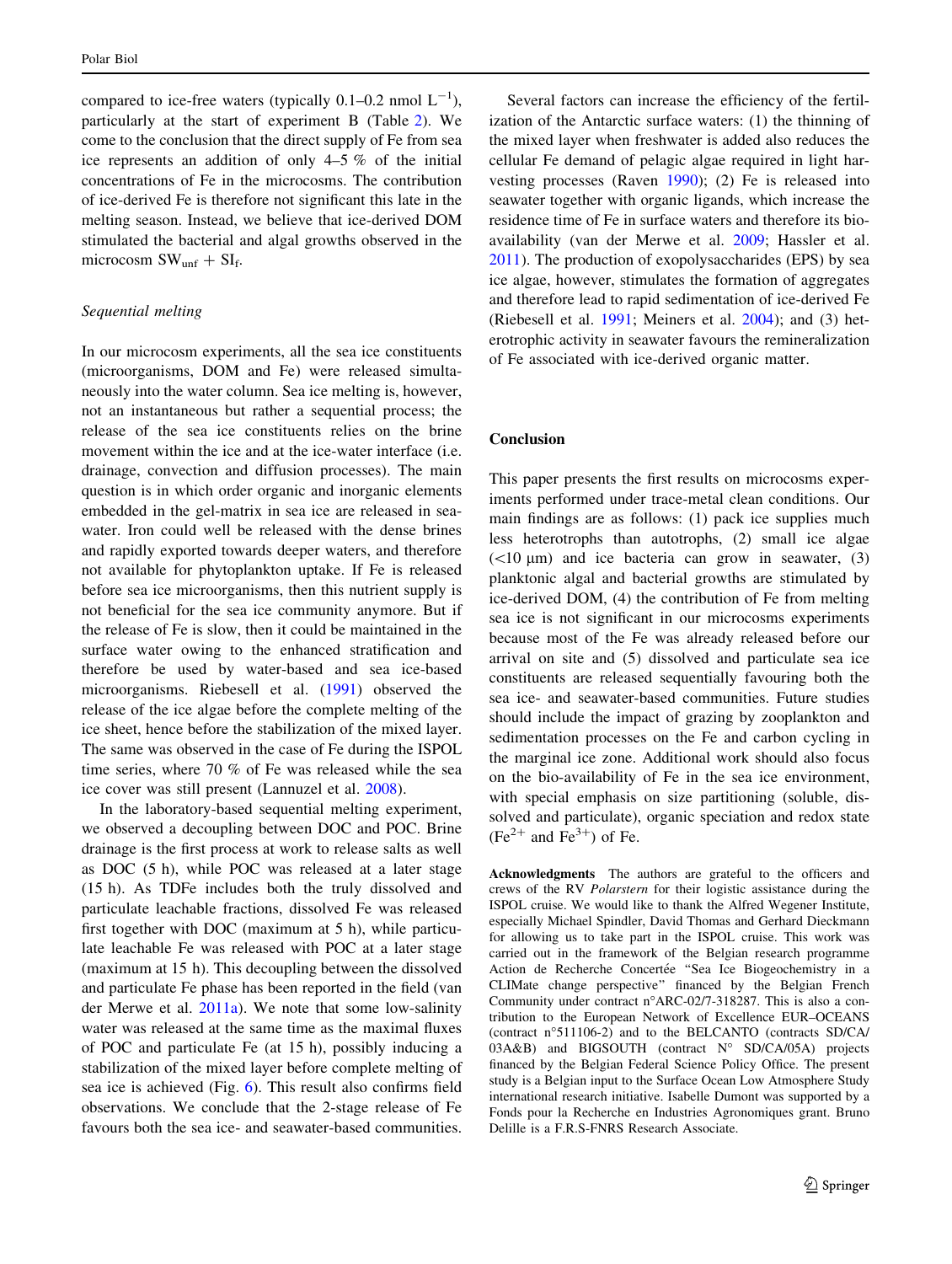compared to ice-free waters (typically 0.1–0.2 nmol $L^{-1}$), particularly at the start of experiment B (Table 2). We come to the conclusion that the direct supply of Fe from sea ice represents an addition of only 4–5 % of the initial concentrations of Fe in the microcosms. The contribution of ice-derived Fe is therefore not significant this late in the melting season. Instead, we believe that ice-derived DOM stimulated the bacterial and algal growths observed in the microcosm $SW_{unf} + SI_f$.

### Sequential melting

In our microcosm experiments, all the sea ice constituents (microorganisms, DOM and Fe) were released simultaneously into the water column. Sea ice melting is, however, not an instantaneous but rather a sequential process; the release of the sea ice constituents relies on the brine movement within the ice and at the ice-water interface (i.e. drainage, convection and diffusion processes). The main question is in which order organic and inorganic elements embedded in the gel-matrix in sea ice are released in seawater. Iron could well be released with the dense brines and rapidly exported towards deeper waters, and therefore not available for phytoplankton uptake. If Fe is released before sea ice microorganisms, then this nutrient supply is not beneficial for the sea ice community anymore. But if the release of Fe is slow, then it could be maintained in the surface water owing to the enhanced stratification and therefore be used by water-based and sea ice-based microorganisms. Riebesell et al. (1991) observed the release of the ice algae before the complete melting of the ice sheet, hence before the stabilization of the mixed layer. The same was observed in the case of Fe during the ISPOL time series, where 70 % of Fe was released while the sea ice cover was still present (Lannuzel et al. 2008).

In the laboratory-based sequential melting experiment, we observed a decoupling between DOC and POC. Brine drainage is the first process at work to release salts as well as DOC (5 h), while POC was released at a later stage (15 h). As TDFe includes both the truly dissolved and particulate leachable fractions, dissolved Fe was released first together with DOC (maximum at 5 h), while particulate leachable Fe was released with POC at a later stage (maximum at 15 h). This decoupling between the dissolved and particulate Fe phase has been reported in the field (van der Merwe et al. 2011a). We note that some low-salinity water was released at the same time as the maximal fluxes of POC and particulate Fe (at 15 h), possibly inducing a stabilization of the mixed layer before complete melting of sea ice is achieved (Fig. 6). This result also confirms field observations. We conclude that the 2-stage release of Fe favours both the sea ice- and seawater-based communities.

Several factors can increase the efficiency of the fertilization of the Antarctic surface waters: (1) the thinning of the mixed layer when freshwater is added also reduces the cellular Fe demand of pelagic algae required in light harvesting processes (Raven 1990); (2) Fe is released into seawater together with organic ligands, which increase the residence time of Fe in surface waters and therefore its bioavailability (van der Merwe et al. 2009; Hassler et al. 2011). The production of exopolysaccharides (EPS) by sea ice algae, however, stimulates the formation of aggregates and therefore lead to rapid sedimentation of ice-derived Fe (Riebesell et al. 1991; Meiners et al. 2004); and (3) heterotrophic activity in seawater favours the remineralization of Fe associated with ice-derived organic matter.

## Conclusion

This paper presents the first results on microcosms experiments performed under trace-metal clean conditions. Our main findings are as follows: (1) pack ice supplies much less heterotrophs than autotrophs, (2) small ice algae (<10 μm) and ice bacteria can grow in seawater, (3) planktonic algal and bacterial growths are stimulated by ice-derived DOM, (4) the contribution of Fe from melting sea ice is not significant in our microcosms experiments because most of the Fe was already released before our arrival on site and (5) dissolved and particulate sea ice constituents are released sequentially favouring both the sea ice- and seawater-based communities. Future studies should include the impact of grazing by zooplankton and sedimentation processes on the Fe and carbon cycling in the marginal ice zone. Additional work should also focus on the bio-availability of Fe in the sea ice environment, with special emphasis on size partitioning (soluble, dissolved and particulate), organic speciation and redox state ($Fe^{2+}$ and $Fe^{3+}$) of Fe.

**Acknowledgments** The authors are grateful to the officers and crews of the RV *Polarstern* for their logistic assistance during the ISPOL cruise. We would like to thank the Alfred Wegener Institute, especially Michael Spindler, David Thomas and Gerhard Dieckmann for allowing us to take part in the ISPOL cruise. This work was carried out in the framework of the Belgian research programme Action de Recherche Concertée "Sea Ice Biogeochemistry in a CLIMate change perspective" financed by the Belgian French Community under contract n°ARC-02/7-318287. This is also a contribution to the European Network of Excellence EUR–OCEANS (contract n°511106-2) and to the BELCANTO (contracts SD/CA/03A&B) and BIGSOUTH (contract N° SD/CA/05A) projects financed by the Belgian Federal Science Policy Office. The present study is a Belgian input to the Surface Ocean Low Atmosphere Study international research initiative. Isabelle Dumont was supported by a Fonds pour la Recherche en Industries Agronomiques grant. Bruno Delille is a F.R.S-FNRS Research Associate.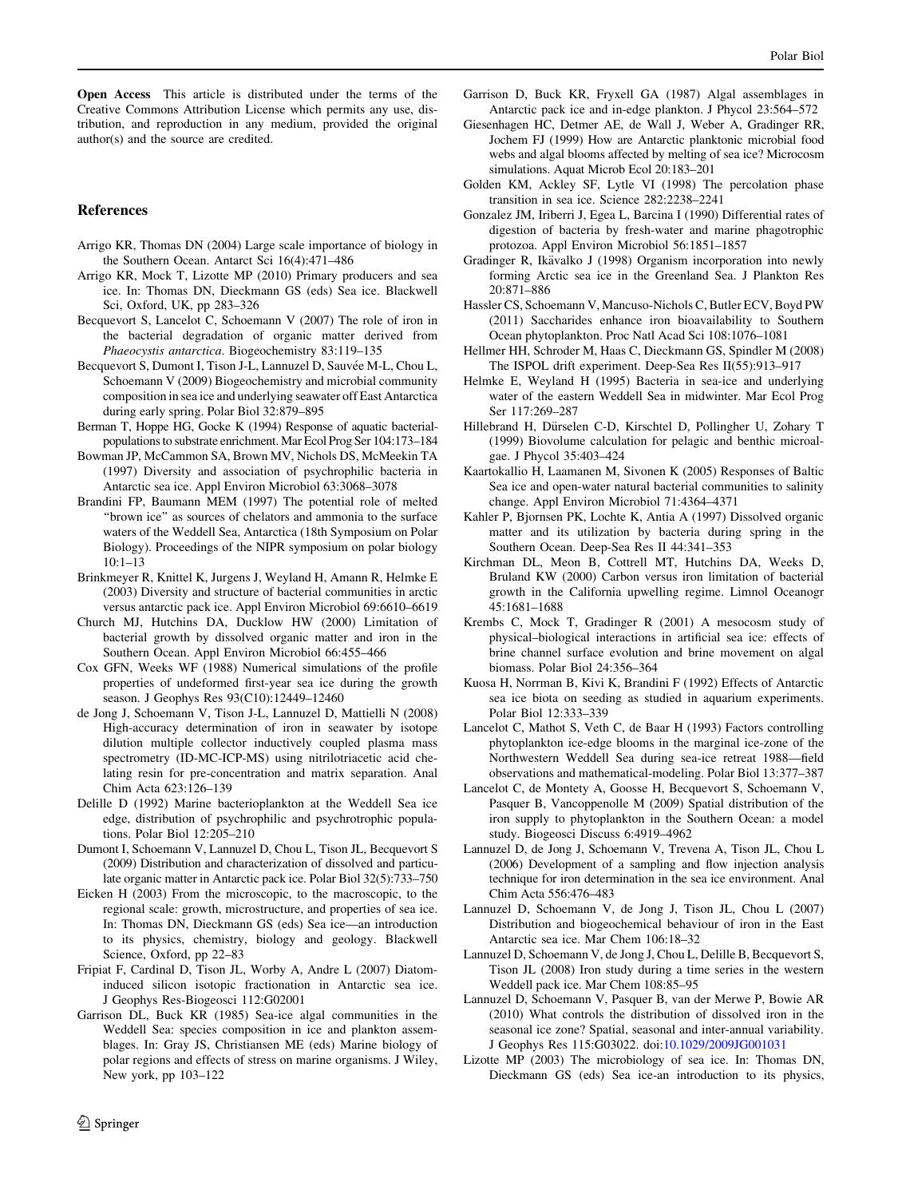**Open Access** This article is distributed under the terms of the Creative Commons Attribution License which permits any use, distribution, and reproduction in any medium, provided the original author(s) and the source are credited.

## References

Arrigo KR, Thomas DN (2004) Large scale importance of biology in the Southern Ocean. Antarct Sci 16(4):471–486

Arrigo KR, Mock T, Lizotte MP (2010) Primary producers and sea ice. In: Thomas DN, Dieckmann GS (eds) Sea ice. Blackwell Sci, Oxford, UK, pp 283–326

Becquevort S, Lancelot C, Schoemann V (2007) The role of iron in the bacterial degradation of organic matter derived from *Phaeocystis antarctica*. Biogeochemistry 83:119–135

Becquevort S, Dumont I, Tison J-L, Lannuzel D, Sauvée M-L, Chou L, Schoemann V (2009) Biogeochemistry and microbial community composition in sea ice and underlying seawater off East Antarctica during early spring. Polar Biol 32:879–895

Berman T, Hoppe HG, Gocke K (1994) Response of aquatic bacterial-populations to substrate enrichment. Mar Ecol Prog Ser 104:173–184

Bowman JP, McCammon SA, Brown MV, Nichols DS, McMeekin TA (1997) Diversity and association of psychrophilic bacteria in Antarctic sea ice. Appl Environ Microbiol 63:3068–3078

Brandini FP, Baumann MEM (1997) The potential role of melted "brown ice" as sources of chelators and ammonia to the surface waters of the Weddell Sea, Antarctica (18th Symposium on Polar Biology). Proceedings of the NIPR symposium on polar biology 10:1–13

Brinkmeyer R, Knittel K, Jurgens J, Weyland H, Amann R, Helmke E (2003) Diversity and structure of bacterial communities in arctic versus antarctic pack ice. Appl Environ Microbiol 69:6610–6619

Church MJ, Hutchins DA, Ducklow HW (2000) Limitation of bacterial growth by dissolved organic matter and iron in the Southern Ocean. Appl Environ Microbiol 66:455–466

Cox GFN, Weeks WF (1988) Numerical simulations of the profile properties of undeformed first-year sea ice during the growth season. J Geophys Res 93(C10):12449–12460

de Jong J, Schoemann V, Tison J-L, Lannuzel D, Mattielli N (2008) High-accuracy determination of iron in seawater by isotope dilution multiple collector inductively coupled plasma mass spectrometry (ID-MC-ICP-MS) using nitrilotriacetic acid chelating resin for pre-concentration and matrix separation. Anal Chim Acta 623:126–139

Delille D (1992) Marine bacterioplankton at the Weddell Sea ice edge, distribution of psychrophilic and psychrotrophic populations. Polar Biol 12:205–210

Dumont I, Schoemann V, Lannuzel D, Chou L, Tison JL, Becquevort S (2009) Distribution and characterization of dissolved and particulate organic matter in Antarctic pack ice. Polar Biol 32(5):733–750

Eicken H (2003) From the microscopic, to the macroscopic, to the regional scale: growth, microstructure, and properties of sea ice. In: Thomas DN, Dieckmann GS (eds) Sea ice—an introduction to its physics, chemistry, biology and geology. Blackwell Science, Oxford, pp 22–83

Fripiat F, Cardinal D, Tison JL, Worby A, Andre L (2007) Diatom-induced silicon isotopic fractionation in Antarctic sea ice. J Geophys Res-Biogeosci 112:G02001

Garrison DL, Buck KR (1985) Sea-ice algal communities in the Weddell Sea: species composition in ice and plankton assemblages. In: Gray JS, Christiansen ME (eds) Marine biology of polar regions and effects of stress on marine organisms. J Wiley, New york, pp 103–122

Garrison D, Buck KR, Fryxell GA (1987) Algal assemblages in Antarctic pack ice and in-edge plankton. J Phycol 23:564–572

Giesenhagen HC, Detmer AE, de Wall J, Weber A, Gradinger RR, Jochem FJ (1999) How are Antarctic planktonic microbial food webs and algal blooms affected by melting of sea ice? Microcosm simulations. Aquat Microb Ecol 20:183–201

Golden KM, Ackley SF, Lytle VI (1998) The percolation phase transition in sea ice. Science 282:2238–2241

Gonzalez JM, Iriberri J, Egea L, Barcina I (1990) Differential rates of digestion of bacteria by fresh-water and marine phagotrophic protozoa. Appl Environ Microbiol 56:1851–1857

Gradinger R, Ikävalko J (1998) Organism incorporation into newly forming Arctic sea ice in the Greenland Sea. J Plankton Res 20:871–886

Hassler CS, Schoemann V, Mancuso-Nichols C, Butler ECV, Boyd PW (2011) Saccharides enhance iron bioavailability to Southern Ocean phytoplankton. Proc Natl Acad Sci 108:1076–1081

Hellmer HH, Schroder M, Haas C, Dieckmann GS, Spindler M (2008) The ISPOL drift experiment. Deep-Sea Res II(55):913–917

Helmke E, Weyland H (1995) Bacteria in sea-ice and underlying water of the eastern Weddell Sea in midwinter. Mar Ecol Prog Ser 117:269–287

Hillebrand H, Dürselen C-D, Kirschtel D, Pollingher U, Zohary T (1999) Biovolume calculation for pelagic and benthic microalgae. J Phycol 35:403–424

Kaartokallio H, Laamanen M, Sivonen K (2005) Responses of Baltic Sea ice and open-water natural bacterial communities to salinity change. Appl Environ Microbiol 71:4364–4371

Kahler P, Bjornsen PK, Lochte K, Antia A (1997) Dissolved organic matter and its utilization by bacteria during spring in the Southern Ocean. Deep-Sea Res II 44:341–353

Kirchman DL, Meon B, Cottrell MT, Hutchins DA, Weeks D, Bruland KW (2000) Carbon versus iron limitation of bacterial growth in the California upwelling regime. Limnol Oceanogr 45:1681–1688

Krembs C, Mock T, Gradinger R (2001) A mesocosm study of physical–biological interactions in artificial sea ice: effects of brine channel surface evolution and brine movement on algal biomass. Polar Biol 24:356–364

Kuosa H, Norrman B, Kivi K, Brandini F (1992) Effects of Antarctic sea ice biota on seeding as studied in aquarium experiments. Polar Biol 12:333–339

Lancelot C, Mathot S, Veth C, de Baar H (1993) Factors controlling phytoplankton ice-edge blooms in the marginal ice-zone of the Northwestern Weddell Sea during sea-ice retreat 1988—field observations and mathematical-modeling. Polar Biol 13:377–387

Lancelot C, de Montety A, Goosse H, Becquevort S, Schoemann V, Pasquer B, Vancoppenolle M (2009) Spatial distribution of the iron supply to phytoplankton in the Southern Ocean: a model study. Biogeosci Discuss 6:4919–4962

Lannuzel D, de Jong J, Schoemann V, Trevena A, Tison JL, Chou L (2006) Development of a sampling and flow injection analysis technique for iron determination in the sea ice environment. Anal Chim Acta 556:476–483

Lannuzel D, Schoemann V, de Jong J, Tison JL, Chou L (2007) Distribution and biogeochemical behaviour of iron in the East Antarctic sea ice. Mar Chem 106:18–32

Lannuzel D, Schoemann V, de Jong J, Chou L, Delille B, Becquevort S, Tison JL (2008) Iron study during a time series in the western Weddell pack ice. Mar Chem 108:85–95

Lannuzel D, Schoemann V, Pasquer B, van der Merwe P, Bowie AR (2010) What controls the distribution of dissolved iron in the seasonal ice zone? Spatial, seasonal and inter-annual variability. J Geophys Res 115:G03022. doi:10.1029/2009JG001031

Lizotte MP (2003) The microbiology of sea ice. In: Thomas DN, Dieckmann GS (eds) Sea ice-an introduction to its physics,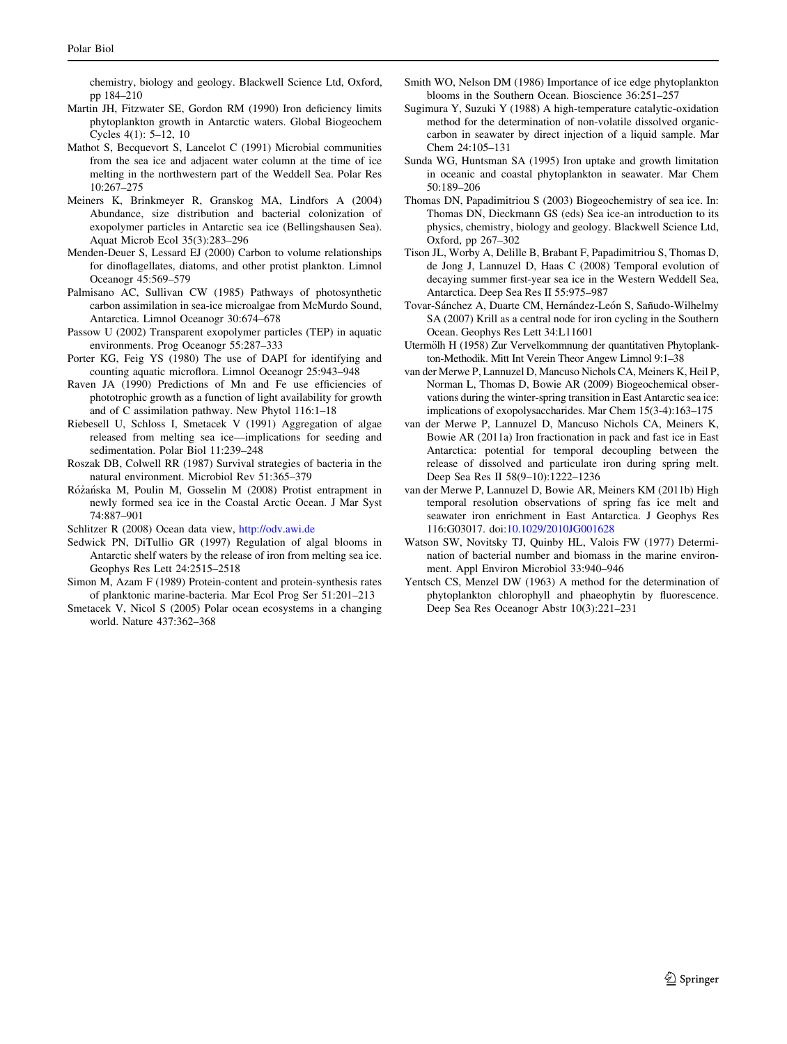chemistry, biology and geology. Blackwell Science Ltd, Oxford, pp 184–210

Martin JH, Fitzwater SE, Gordon RM (1990) Iron deficiency limits phytoplankton growth in Antarctic waters. Global Biogeochem Cycles 4(1): 5–12, 10

Mathot S, Becquevort S, Lancelot C (1991) Microbial communities from the sea ice and adjacent water column at the time of ice melting in the northwestern part of the Weddell Sea. Polar Res 10:267–275

Meiners K, Brinkmeyer R, Granskog MA, Lindfors A (2004) Abundance, size distribution and bacterial colonization of exopolymer particles in Antarctic sea ice (Bellingshausen Sea). Aquat Microb Ecol 35(3):283–296

Menden-Deuer S, Lessard EJ (2000) Carbon to volume relationships for dinoflagellates, diatoms, and other protist plankton. Limnol Oceanogr 45:569–579

Palmisano AC, Sullivan CW (1985) Pathways of photosynthetic carbon assimilation in sea-ice microalgae from McMurdo Sound, Antarctica. Limnol Oceanogr 30:674–678

Passow U (2002) Transparent exopolymer particles (TEP) in aquatic environments. Prog Oceanogr 55:287–333

Porter KG, Feig YS (1980) The use of DAPI for identifying and counting aquatic microflora. Limnol Oceanogr 25:943–948

Raven JA (1990) Predictions of Mn and Fe use efficiencies of phototrophic growth as a function of light availability for growth and of C assimilation pathway. New Phytol 116:1–18

Riebesell U, Schloss I, Smetacek V (1991) Aggregation of algae released from melting sea ice—implications for seeding and sedimentation. Polar Biol 11:239–248

Roszak DB, Colwell RR (1987) Survival strategies of bacteria in the natural environment. Microbiol Rev 51:365–379

Różańska M, Poulin M, Gosselin M (2008) Protist entrapment in newly formed sea ice in the Coastal Arctic Ocean. J Mar Syst 74:887–901

Schlitzer R (2008) Ocean data view, http://odv.awi.de

Sedwick PN, DiTullio GR (1997) Regulation of algal blooms in Antarctic shelf waters by the release of iron from melting sea ice. Geophys Res Lett 24:2515–2518

Simon M, Azam F (1989) Protein-content and protein-synthesis rates of planktonic marine-bacteria. Mar Ecol Prog Ser 51:201–213

Smetacek V, Nicol S (2005) Polar ocean ecosystems in a changing world. Nature 437:362–368

Smith WO, Nelson DM (1986) Importance of ice edge phytoplankton blooms in the Southern Ocean. Bioscience 36:251–257

Sugimura Y, Suzuki Y (1988) A high-temperature catalytic-oxidation method for the determination of non-volatile dissolved organic-carbon in seawater by direct injection of a liquid sample. Mar Chem 24:105–131

Sunda WG, Huntsman SA (1995) Iron uptake and growth limitation in oceanic and coastal phytoplankton in seawater. Mar Chem 50:189–206

Thomas DN, Papadimitriou S (2003) Biogeochemistry of sea ice. In: Thomas DN, Dieckmann GS (eds) Sea ice-an introduction to its physics, chemistry, biology and geology. Blackwell Science Ltd, Oxford, pp 267–302

Tison JL, Worby A, Delille B, Brabant F, Papadimitriou S, Thomas D, de Jong J, Lannuzel D, Haas C (2008) Temporal evolution of decaying summer first-year sea ice in the Western Weddell Sea, Antarctica. Deep Sea Res II 55:975–987

Tovar-Sánchez A, Duarte CM, Hernández-León S, Sañudo-Wilhelmy SA (2007) Krill as a central node for iron cycling in the Southern Ocean. Geophys Res Lett 34:L11601

Utermölh H (1958) Zur Vervelkommnung der quantitativen Phytoplankton-Methodik. Mitt Int Verein Theor Angew Limnol 9:1–38

van der Merwe P, Lannuzel D, Mancuso Nichols CA, Meiners K, Heil P, Norman L, Thomas D, Bowie AR (2009) Biogeochemical observations during the winter-spring transition in East Antarctic sea ice: implications of exopolysaccharides. Mar Chem 15(3-4):163–175

van der Merwe P, Lannuzel D, Mancuso Nichols CA, Meiners K, Bowie AR (2011a) Iron fractionation in pack and fast ice in East Antarctica: potential for temporal decoupling between the release of dissolved and particulate iron during spring melt. Deep Sea Res II 58(9–10):1222–1236

van der Merwe P, Lannuzel D, Bowie AR, Meiners KM (2011b) High temporal resolution observations of spring fas ice melt and seawater iron enrichment in East Antarctica. J Geophys Res 116:G03017. doi:10.1029/2010JG001628

Watson SW, Novitsky TJ, Quinby HL, Valois FW (1977) Determination of bacterial number and biomass in the marine environment. Appl Environ Microbiol 33:940–946

Yentsch CS, Menzel DW (1963) A method for the determination of phytoplankton chlorophyll and phaeophytin by fluorescence. Deep Sea Res Oceanogr Abstr 10(3):221–231